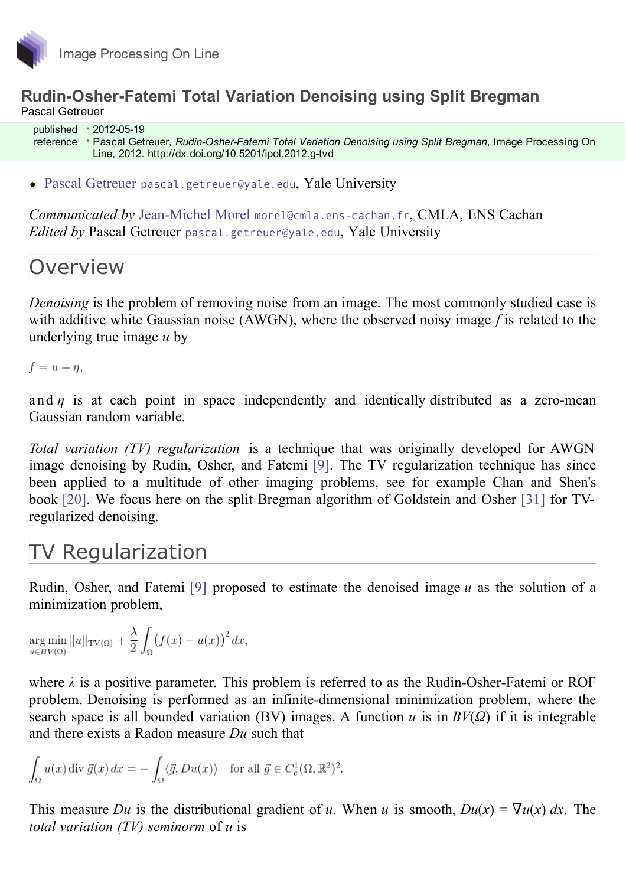Image Processing On Line

# Rudin-Osher-Fatemi Total Variation Denoising using Split Bregman

Pascal Getreuer

published • 2012-05-19
reference • Pascal Getreuer, *Rudin-Osher-Fatemi Total Variation Denoising using Split Bregman*, Image Processing On Line, 2012. http://dx.doi.org/10.5201/ipol.2012.g-tvd

- Pascal Getreuer pascal.getreuer@yale.edu, Yale University

*Communicated by* Jean-Michel Morel morel@cmla.ens-cachan.fr, CMLA, ENS Cachan
*Edited by* Pascal Getreuer pascal.getreuer@yale.edu, Yale University

## Overview

*Denoising* is the problem of removing noise from an image. The most commonly studied case is with additive white Gaussian noise (AWGN), where the observed noisy image $f$ is related to the underlying true image $u$ by

$$f = u + \eta,$$

and $\eta$ is at each point in space independently and identically distributed as a zero-mean Gaussian random variable.

*Total variation (TV) regularization* is a technique that was originally developed for AWGN image denoising by Rudin, Osher, and Fatemi [9]. The TV regularization technique has since been applied to a multitude of other imaging problems, see for example Chan and Shen's book [20]. We focus here on the split Bregman algorithm of Goldstein and Osher [31] for TV-regularized denoising.

## TV Regularization

Rudin, Osher, and Fatemi [9] proposed to estimate the denoised image $u$ as the solution of a minimization problem,

$$\operatorname*{arg\,min}_{u \in BV(\Omega)} \|u\|_{\mathrm{TV}(\Omega)} + \frac{\lambda}{2} \int_\Omega \bigl(f(x) - u(x)\bigr)^2 \, dx,$$

where $\lambda$ is a positive parameter. This problem is referred to as the Rudin-Osher-Fatemi or ROF problem. Denoising is performed as an infinite-dimensional minimization problem, where the search space is all bounded variation (BV) images. A function $u$ is in $BV(\Omega)$ if it is integrable and there exists a Radon measure $Du$ such that

$$\int_\Omega u(x) \operatorname{div} \vec{g}(x) \, dx = -\int_\Omega \langle \vec{g}, Du(x) \rangle \quad \text{for all } \vec{g} \in C_c^1(\Omega, \mathbb{R}^2)^2.$$

This measure $Du$ is the distributional gradient of $u$. When $u$ is smooth, $Du(x) = \nabla u(x)\, dx$. The *total variation (TV) seminorm* of $u$ is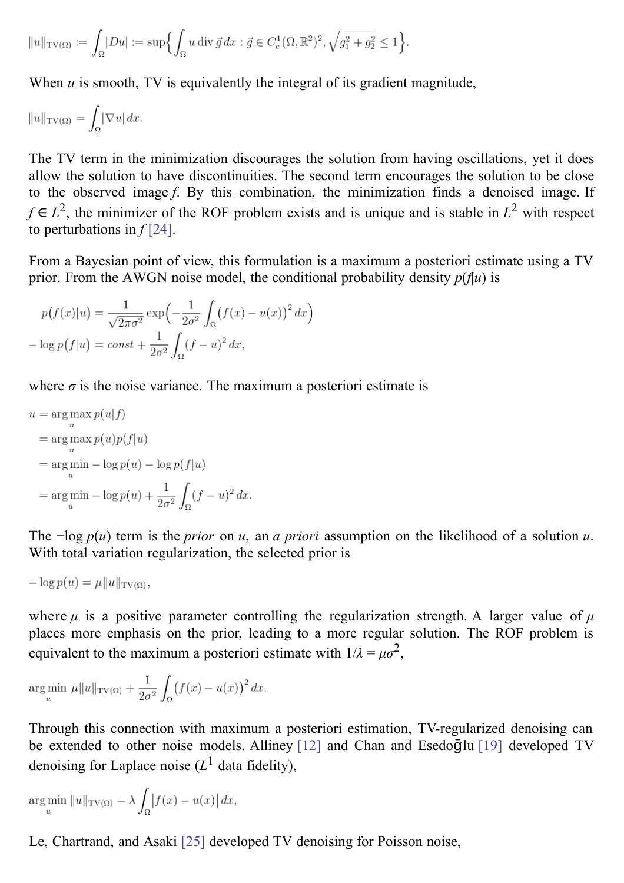$$\|u\|_{\mathrm{TV}(\Omega)} := \int_\Omega |Du| := \sup\Big\{ \int_\Omega u \operatorname{div} \vec{g}\, dx : \vec{g} \in C_c^1(\Omega, \mathbb{R}^2)^2, \sqrt{g_1^2 + g_2^2} \le 1 \Big\}.$$

When $u$ is smooth, TV is equivalently the integral of its gradient magnitude,

$$\|u\|_{\mathrm{TV}(\Omega)} = \int_\Omega |\nabla u|\, dx.$$

The TV term in the minimization discourages the solution from having oscillations, yet it does allow the solution to have discontinuities. The second term encourages the solution to be close to the observed image $f$. By this combination, the minimization finds a denoised image. If $f \in L^2$, the minimizer of the ROF problem exists and is unique and is stable in $L^2$ with respect to perturbations in $f$ [24].

From a Bayesian point of view, this formulation is a maximum a posteriori estimate using a TV prior. From the AWGN noise model, the conditional probability density $p(f|u)$ is

$$p\big(f(x)|u\big) = \frac{1}{\sqrt{2\pi\sigma^2}} \exp\Big( -\frac{1}{2\sigma^2} \int_\Omega \big(f(x) - u(x)\big)^2 dx \Big)$$

$$-\log p\big(f|u\big) = const + \frac{1}{2\sigma^2} \int_\Omega (f - u)^2\, dx,$$

where $\sigma$ is the noise variance. The maximum a posteriori estimate is

$$\begin{aligned} u &= \arg\max_u p(u|f) \\ &= \arg\max_u p(u) p(f|u) \\ &= \arg\min_u -\log p(u) - \log p(f|u) \\ &= \arg\min_u -\log p(u) + \frac{1}{2\sigma^2} \int_\Omega (f - u)^2\, dx. \end{aligned}$$

The $-\log p(u)$ term is the *prior* on $u$, an *a priori* assumption on the likelihood of a solution $u$. With total variation regularization, the selected prior is

$$-\log p(u) = \mu \|u\|_{\mathrm{TV}(\Omega)},$$

where $\mu$ is a positive parameter controlling the regularization strength. A larger value of $\mu$ places more emphasis on the prior, leading to a more regular solution. The ROF problem is equivalent to the maximum a posteriori estimate with $1/\lambda = \mu\sigma^2$,

$$\arg\min_u \; \mu \|u\|_{\mathrm{TV}(\Omega)} + \frac{1}{2\sigma^2} \int_\Omega \big(f(x) - u(x)\big)^2 dx.$$

Through this connection with maximum a posteriori estimation, TV-regularized denoising can be extended to other noise models. Alliney [12] and Chan and Esedoḡlu [19] developed TV denoising for Laplace noise ($L^1$ data fidelity),

$$\arg\min_u \; \|u\|_{\mathrm{TV}(\Omega)} + \lambda \int_\Omega \big| f(x) - u(x) \big|\, dx,$$

Le, Chartrand, and Asaki [25] developed TV denoising for Poisson noise,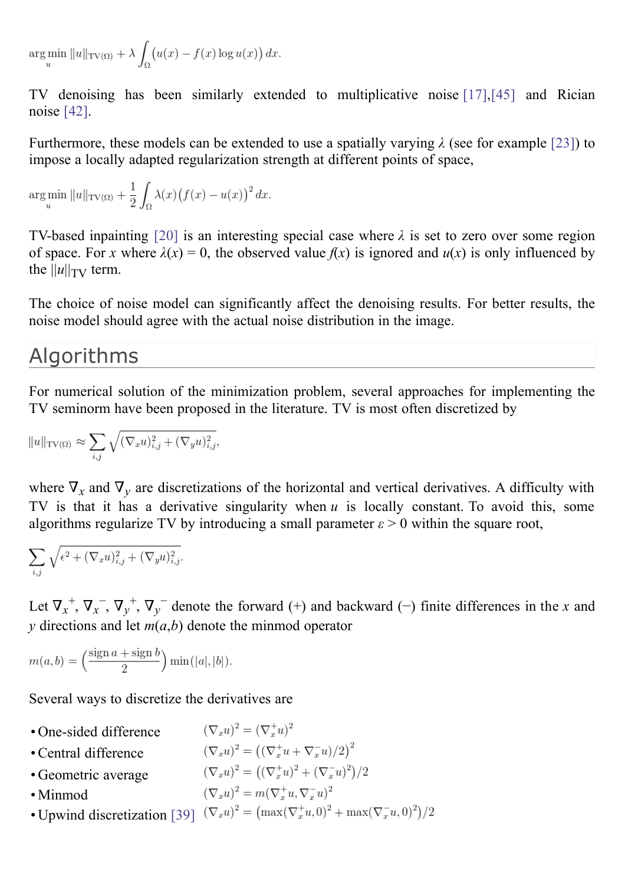$$\arg\min_u \|u\|_{\mathrm{TV}(\Omega)} + \lambda \int_\Omega \big(u(x) - f(x)\log u(x)\big)\,dx.$$

TV denoising has been similarly extended to multiplicative noise [17],[45] and Rician noise [42].

Furthermore, these models can be extended to use a spatially varying $\lambda$ (see for example [23]) to impose a locally adapted regularization strength at different points of space,

$$\arg\min_u \|u\|_{\mathrm{TV}(\Omega)} + \frac{1}{2}\int_\Omega \lambda(x)\big(f(x) - u(x)\big)^2\,dx.$$

TV-based inpainting [20] is an interesting special case where $\lambda$ is set to zero over some region of space. For $x$ where $\lambda(x) = 0$, the observed value $f(x)$ is ignored and $u(x)$ is only influenced by the $\|u\|_{\mathrm{TV}}$ term.

The choice of noise model can significantly affect the denoising results. For better results, the noise model should agree with the actual noise distribution in the image.

## Algorithms

For numerical solution of the minimization problem, several approaches for implementing the TV seminorm have been proposed in the literature. TV is most often discretized by

$$\|u\|_{\mathrm{TV}(\Omega)} \approx \sum_{i,j} \sqrt{(\nabla_x u)^2_{i,j} + (\nabla_y u)^2_{i,j}},$$

where $\nabla_x$ and $\nabla_y$ are discretizations of the horizontal and vertical derivatives. A difficulty with TV is that it has a derivative singularity when $u$ is locally constant. To avoid this, some algorithms regularize TV by introducing a small parameter $\varepsilon > 0$ within the square root,

$$\sum_{i,j} \sqrt{\epsilon^2 + (\nabla_x u)^2_{i,j} + (\nabla_y u)^2_{i,j}}.$$

Let $\nabla_x^+$, $\nabla_x^-$, $\nabla_y^+$, $\nabla_y^-$ denote the forward (+) and backward (−) finite differences in the $x$ and $y$ directions and let $m(a,b)$ denote the minmod operator

$$m(a,b) = \left(\frac{\operatorname{sign} a + \operatorname{sign} b}{2}\right)\min(|a|,|b|).$$

Several ways to discretize the derivatives are

- One-sided difference $(\nabla_x u)^2 = (\nabla_x^+ u)^2$
- Central difference $(\nabla_x u)^2 = \big((\nabla_x^+ u + \nabla_x^- u)/2\big)^2$
- Geometric average $(\nabla_x u)^2 = \big((\nabla_x^+ u)^2 + (\nabla_x^- u)^2\big)/2$
- Minmod $(\nabla_x u)^2 = m(\nabla_x^+ u, \nabla_x^- u)^2$
- Upwind discretization [39] $(\nabla_x u)^2 = \big(\max(\nabla_x^+ u, 0)^2 + \max(\nabla_x^- u, 0)^2\big)/2$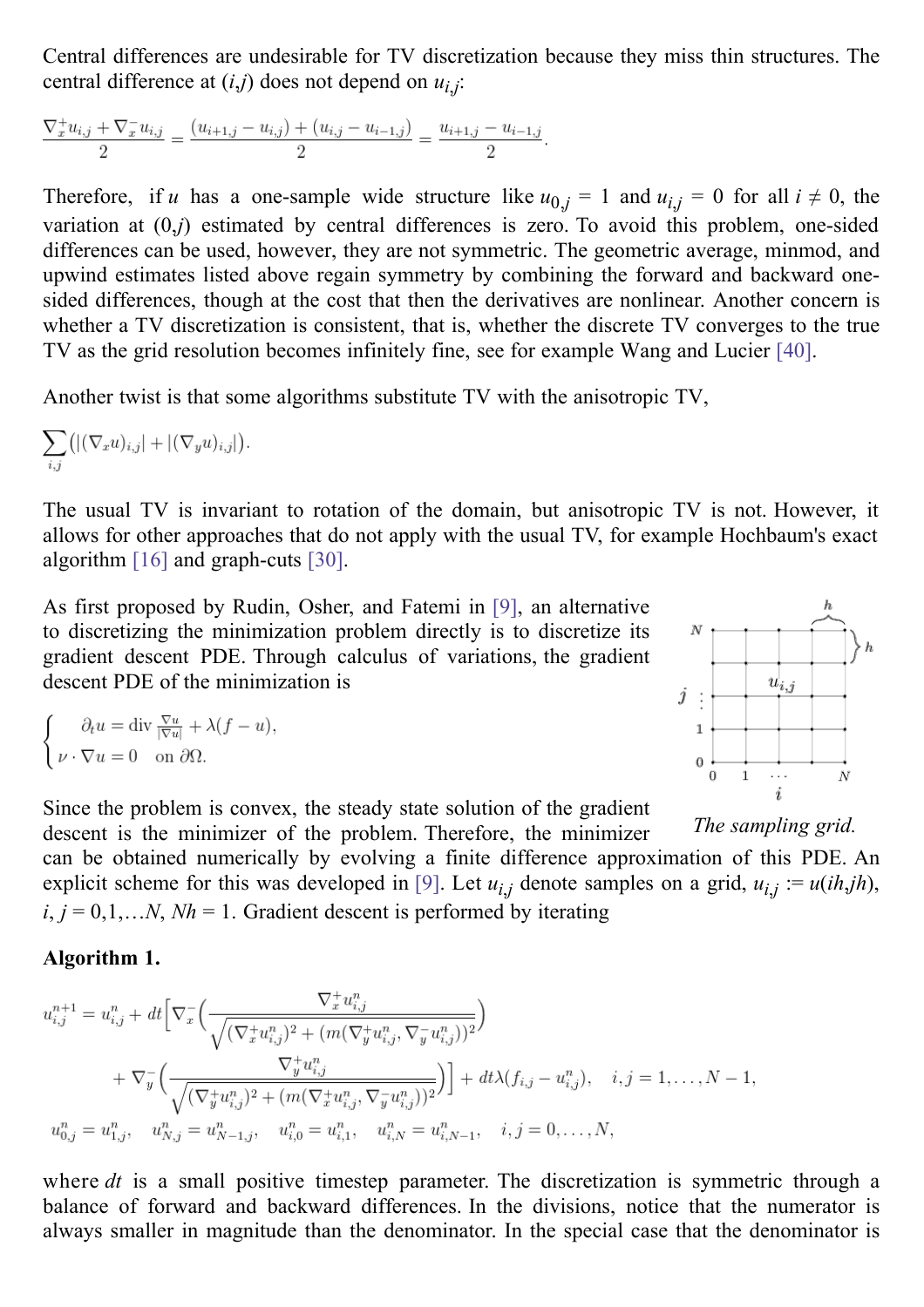Central differences are undesirable for TV discretization because they miss thin structures. The central difference at $(i,j)$ does not depend on $u_{i,j}$:

$$\frac{\nabla_x^+ u_{i,j} + \nabla_x^- u_{i,j}}{2} = \frac{(u_{i+1,j} - u_{i,j}) + (u_{i,j} - u_{i-1,j})}{2} = \frac{u_{i+1,j} - u_{i-1,j}}{2}.$$

Therefore, if $u$ has a one-sample wide structure like $u_{0,j} = 1$ and $u_{i,j} = 0$ for all $i \neq 0$, the variation at $(0,j)$ estimated by central differences is zero. To avoid this problem, one-sided differences can be used, however, they are not symmetric. The geometric average, minmod, and upwind estimates listed above regain symmetry by combining the forward and backward one-sided differences, though at the cost that then the derivatives are nonlinear. Another concern is whether a TV discretization is consistent, that is, whether the discrete TV converges to the true TV as the grid resolution becomes infinitely fine, see for example Wang and Lucier [40].

Another twist is that some algorithms substitute TV with the anisotropic TV,

$$\sum_{i,j} \big( |(\nabla_x u)_{i,j}| + |(\nabla_y u)_{i,j}| \big).$$

The usual TV is invariant to rotation of the domain, but anisotropic TV is not. However, it allows for other approaches that do not apply with the usual TV, for example Hochbaum's exact algorithm [16] and graph-cuts [30].

As first proposed by Rudin, Osher, and Fatemi in [9], an alternative to discretizing the minimization problem directly is to discretize its gradient descent PDE. Through calculus of variations, the gradient descent PDE of the minimization is

$$\begin{cases} \partial_t u = \operatorname{div} \frac{\nabla u}{|\nabla u|} + \lambda(f - u), \\ \nu \cdot \nabla u = 0 \quad \text{on } \partial\Omega. \end{cases}$$

*The sampling grid.*

Since the problem is convex, the steady state solution of the gradient descent is the minimizer of the problem. Therefore, the minimizer can be obtained numerically by evolving a finite difference approximation of this PDE. An explicit scheme for this was developed in [9]. Let $u_{i,j}$ denote samples on a grid, $u_{i,j} := u(ih,jh)$, $i, j = 0,1,\ldots,N$, $Nh = 1$. Gradient descent is performed by iterating

**Algorithm 1.**

$$u_{i,j}^{n+1} = u_{i,j}^n + dt\Bigg[\nabla_x^-\Bigg(\frac{\nabla_x^+ u_{i,j}^n}{\sqrt{(\nabla_x^+ u_{i,j}^n)^2 + (m(\nabla_y^+ u_{i,j}^n, \nabla_y^- u_{i,j}^n))^2}}\Bigg)$$

$$+ \nabla_y^-\Bigg(\frac{\nabla_y^+ u_{i,j}^n}{\sqrt{(\nabla_y^+ u_{i,j}^n)^2 + (m(\nabla_x^+ u_{i,j}^n, \nabla_x^- u_{i,j}^n))^2}}\Bigg)\Bigg] + dt\lambda(f_{i,j} - u_{i,j}^n), \quad i,j = 1,\ldots,N-1,$$

$$u_{0,j}^n = u_{1,j}^n, \quad u_{N,j}^n = u_{N-1,j}^n, \quad u_{i,0}^n = u_{i,1}^n, \quad u_{i,N}^n = u_{i,N-1}^n, \quad i,j = 0,\ldots,N,$$

where $dt$ is a small positive timestep parameter. The discretization is symmetric through a balance of forward and backward differences. In the divisions, notice that the numerator is always smaller in magnitude than the denominator. In the special case that the denominator is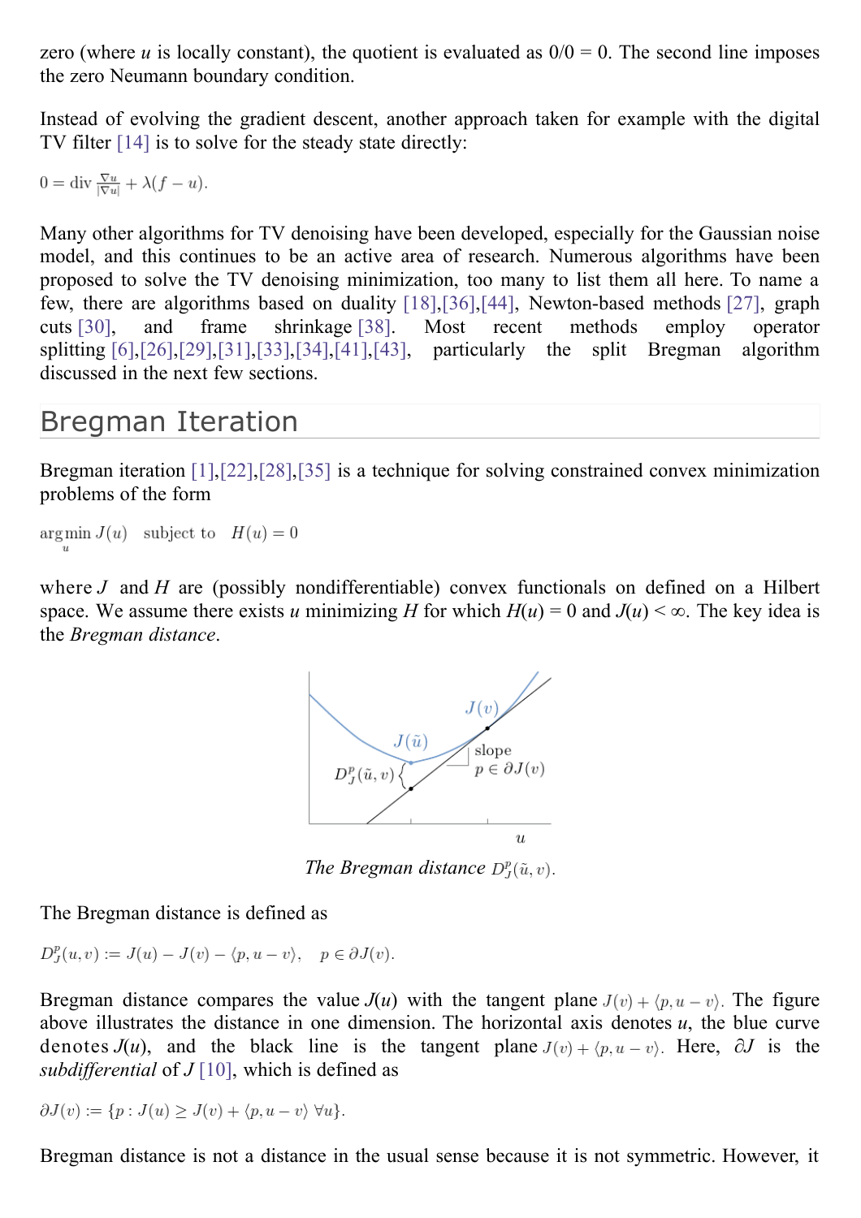zero (where $u$ is locally constant), the quotient is evaluated as 0/0 = 0. The second line imposes the zero Neumann boundary condition.

Instead of evolving the gradient descent, another approach taken for example with the digital TV filter [14] is to solve for the steady state directly:

$$0 = \operatorname{div} \frac{\nabla u}{|\nabla u|} + \lambda(f - u).$$

Many other algorithms for TV denoising have been developed, especially for the Gaussian noise model, and this continues to be an active area of research. Numerous algorithms have been proposed to solve the TV denoising minimization, too many to list them all here. To name a few, there are algorithms based on duality [18],[36],[44], Newton-based methods [27], graph cuts [30], and frame shrinkage [38]. Most recent methods employ operator splitting [6],[26],[29],[31],[33],[34],[41],[43], particularly the split Bregman algorithm discussed in the next few sections.

## Bregman Iteration

Bregman iteration [1],[22],[28],[35] is a technique for solving constrained convex minimization problems of the form

$$\operatorname*{arg\,min}_{u} J(u) \quad \text{subject to} \quad H(u) = 0$$

where $J$ and $H$ are (possibly nondifferentiable) convex functionals on defined on a Hilbert space. We assume there exists $u$ minimizing $H$ for which $H(u) = 0$ and $J(u) < \infty$. The key idea is the *Bregman distance*.

*The Bregman distance $D_J^p(\tilde{u}, v)$.*

The Bregman distance is defined as

$$D_J^p(u, v) := J(u) - J(v) - \langle p, u - v \rangle, \quad p \in \partial J(v).$$

Bregman distance compares the value $J(u)$ with the tangent plane $J(v) + \langle p, u - v \rangle$. The figure above illustrates the distance in one dimension. The horizontal axis denotes $u$, the blue curve denotes $J(u)$, and the black line is the tangent plane $J(v) + \langle p, u - v \rangle$. Here, $\partial J$ is the *subdifferential* of $J$ [10], which is defined as

$$\partial J(v) := \{p : J(u) \geq J(v) + \langle p, u - v \rangle \ \forall u\}.$$

Bregman distance is not a distance in the usual sense because it is not symmetric. However, it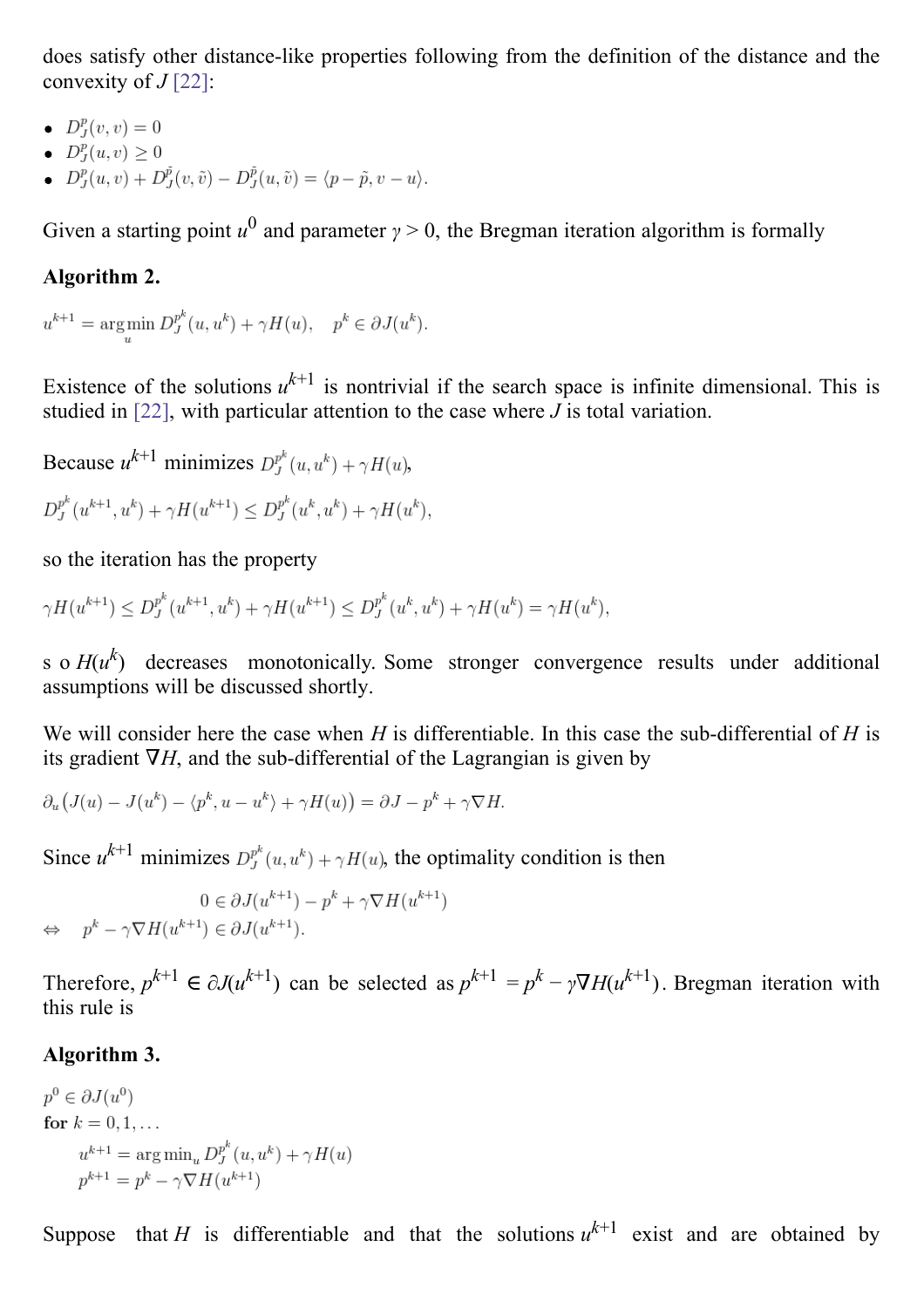does satisfy other distance-like properties following from the definition of the distance and the convexity of $J$ [22]:

- $D_J^p(v, v) = 0$
- $D_J^p(u, v) \geq 0$
- $D_J^p(u, v) + D_J^{\tilde{p}}(v, \tilde{v}) - D_J^{\tilde{p}}(u, \tilde{v}) = \langle p - \tilde{p}, v - u \rangle$.

Given a starting point $u^0$ and parameter $\gamma > 0$, the Bregman iteration algorithm is formally

**Algorithm 2.**

$$u^{k+1} = \arg\min_u D_J^{p^k}(u, u^k) + \gamma H(u), \quad p^k \in \partial J(u^k).$$

Existence of the solutions $u^{k+1}$ is nontrivial if the search space is infinite dimensional. This is studied in [22], with particular attention to the case where $J$ is total variation.

Because $u^{k+1}$ minimizes $D_J^{p^k}(u, u^k) + \gamma H(u)$,

$$D_J^{p^k}(u^{k+1}, u^k) + \gamma H(u^{k+1}) \leq D_J^{p^k}(u^k, u^k) + \gamma H(u^k),$$

so the iteration has the property

$$\gamma H(u^{k+1}) \leq D_J^{p^k}(u^{k+1}, u^k) + \gamma H(u^{k+1}) \leq D_J^{p^k}(u^k, u^k) + \gamma H(u^k) = \gamma H(u^k),$$

so $H(u^k)$ decreases monotonically. Some stronger convergence results under additional assumptions will be discussed shortly.

We will consider here the case when $H$ is differentiable. In this case the sub-differential of $H$ is its gradient $\nabla H$, and the sub-differential of the Lagrangian is given by

$$\partial_u \big( J(u) - J(u^k) - \langle p^k, u - u^k \rangle + \gamma H(u) \big) = \partial J - p^k + \gamma \nabla H.$$

Since $u^{k+1}$ minimizes $D_J^{p^k}(u, u^k) + \gamma H(u)$, the optimality condition is then

$$\begin{aligned} & 0 \in \partial J(u^{k+1}) - p^k + \gamma \nabla H(u^{k+1}) \\ \Leftrightarrow \quad & p^k - \gamma \nabla H(u^{k+1}) \in \partial J(u^{k+1}). \end{aligned}$$

Therefore, $p^{k+1} \in \partial J(u^{k+1})$ can be selected as $p^{k+1} = p^k - \gamma \nabla H(u^{k+1})$. Bregman iteration with this rule is

**Algorithm 3.**

$$\begin{aligned} & p^0 \in \partial J(u^0) \\ & \textbf{for } k = 0, 1, \ldots \\ & \quad u^{k+1} = \arg\min_u D_J^{p^k}(u, u^k) + \gamma H(u) \\ & \quad p^{k+1} = p^k - \gamma \nabla H(u^{k+1}) \end{aligned}$$

Suppose that $H$ is differentiable and that the solutions $u^{k+1}$ exist and are obtained by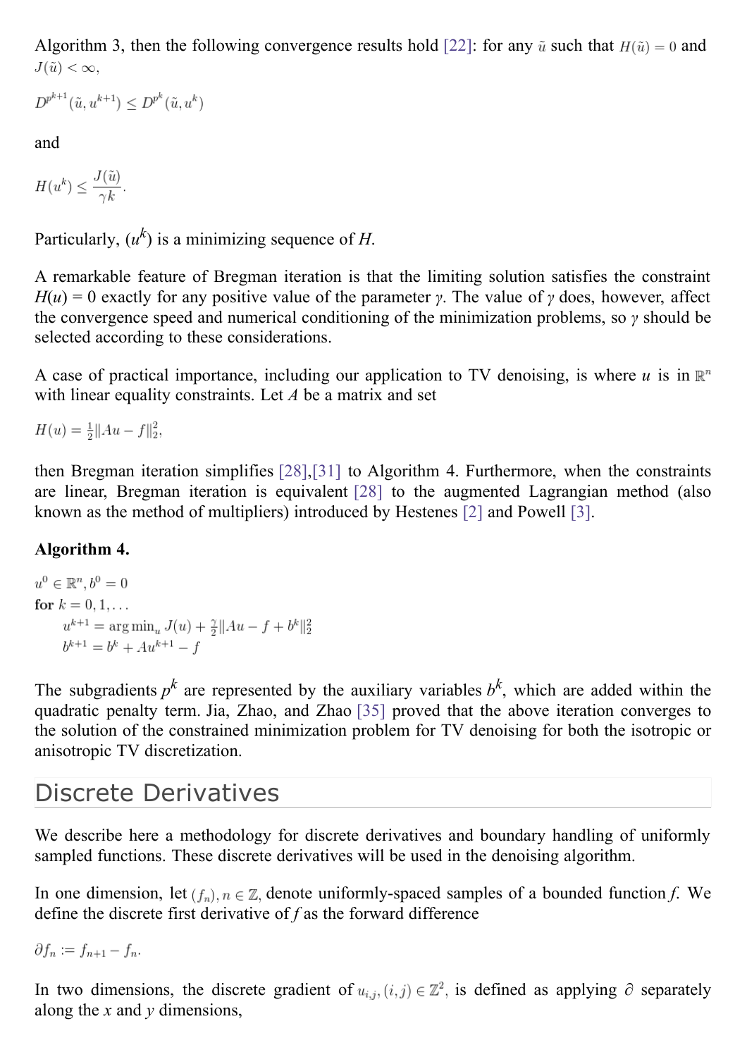Algorithm 3, then the following convergence results hold [22]: for any $\tilde{u}$ such that $H(\tilde{u}) = 0$ and $J(\tilde{u}) < \infty$,

$$D^{p^{k+1}}(\tilde{u}, u^{k+1}) \leq D^{p^k}(\tilde{u}, u^k)$$

and

$$H(u^k) \leq \frac{J(\tilde{u})}{\gamma k}.$$

Particularly, $(u^k)$ is a minimizing sequence of $H$.

A remarkable feature of Bregman iteration is that the limiting solution satisfies the constraint $H(u) = 0$ exactly for any positive value of the parameter $\gamma$. The value of $\gamma$ does, however, affect the convergence speed and numerical conditioning of the minimization problems, so $\gamma$ should be selected according to these considerations.

A case of practical importance, including our application to TV denoising, is where $u$ is in $\mathbb{R}^n$ with linear equality constraints. Let $A$ be a matrix and set

$$H(u) = \tfrac{1}{2}\|Au - f\|_2^2,$$

then Bregman iteration simplifies [28],[31] to Algorithm 4. Furthermore, when the constraints are linear, Bregman iteration is equivalent [28] to the augmented Lagrangian method (also known as the method of multipliers) introduced by Hestenes [2] and Powell [3].

**Algorithm 4.**

$u^0 \in \mathbb{R}^n, b^0 = 0$
**for** $k = 0, 1, \ldots$
  $u^{k+1} = \arg\min_u J(u) + \frac{\gamma}{2}\|Au - f + b^k\|_2^2$
  $b^{k+1} = b^k + Au^{k+1} - f$

The subgradients $p^k$ are represented by the auxiliary variables $b^k$, which are added within the quadratic penalty term. Jia, Zhao, and Zhao [35] proved that the above iteration converges to the solution of the constrained minimization problem for TV denoising for both the isotropic or anisotropic TV discretization.

## Discrete Derivatives

We describe here a methodology for discrete derivatives and boundary handling of uniformly sampled functions. These discrete derivatives will be used in the denoising algorithm.

In one dimension, let $(f_n), n \in \mathbb{Z}$, denote uniformly-spaced samples of a bounded function $f$. We define the discrete first derivative of $f$ as the forward difference

$$\partial f_n := f_{n+1} - f_n.$$

In two dimensions, the discrete gradient of $u_{i,j}, (i,j) \in \mathbb{Z}^2$, is defined as applying $\partial$ separately along the $x$ and $y$ dimensions,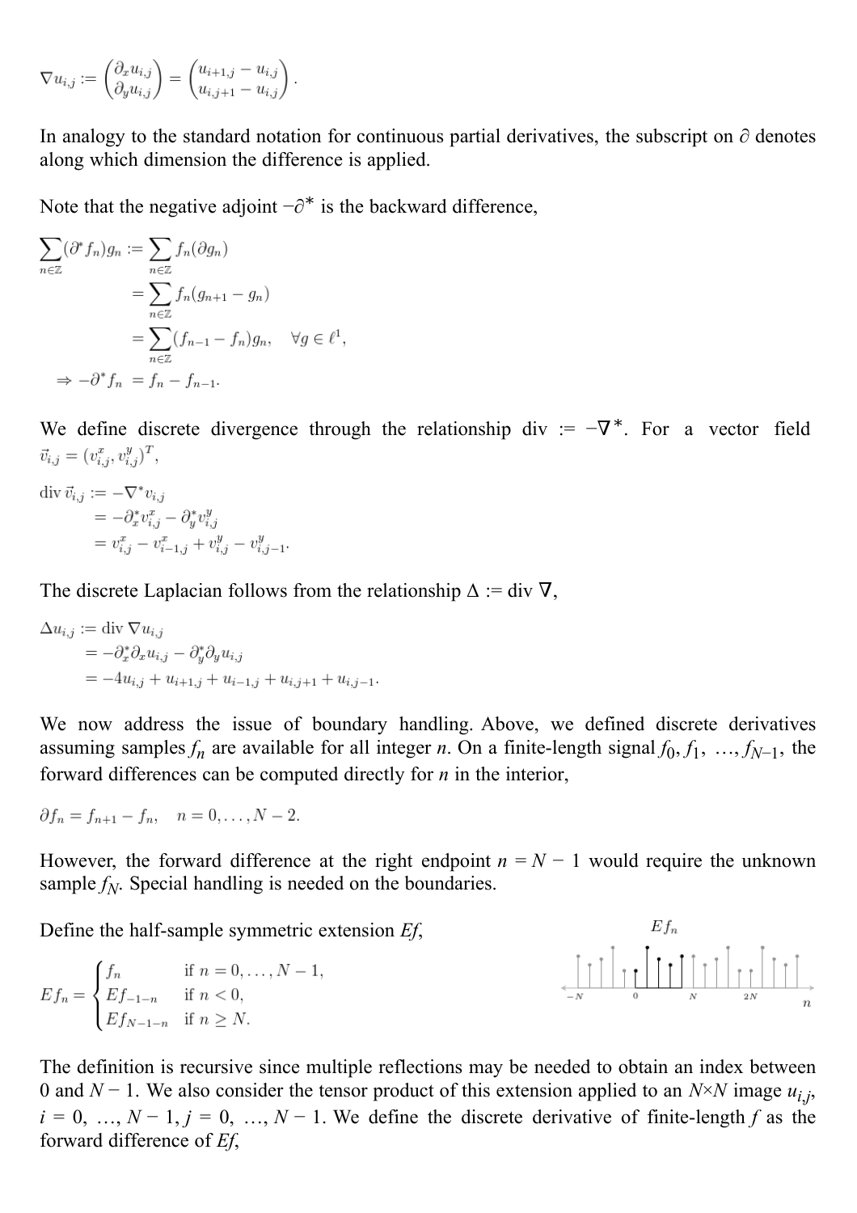$$\nabla u_{i,j} := \begin{pmatrix} \partial_x u_{i,j} \\ \partial_y u_{i,j} \end{pmatrix} = \begin{pmatrix} u_{i+1,j} - u_{i,j} \\ u_{i,j+1} - u_{i,j} \end{pmatrix}.$$

In analogy to the standard notation for continuous partial derivatives, the subscript on $\partial$ denotes along which dimension the difference is applied.

Note that the negative adjoint $-\partial^*$ is the backward difference,

$$\begin{aligned}
\sum_{n\in\mathbb{Z}} (\partial^* f_n) g_n &:= \sum_{n\in\mathbb{Z}} f_n (\partial g_n) \\
&= \sum_{n\in\mathbb{Z}} f_n (g_{n+1} - g_n) \\
&= \sum_{n\in\mathbb{Z}} (f_{n-1} - f_n) g_n, \quad \forall g \in \ell^1, \\
\Rightarrow -\partial^* f_n &= f_n - f_{n-1}.
\end{aligned}$$

We define discrete divergence through the relationship div $:= -\nabla^*$. For a vector field $\vec{v}_{i,j} = (v^x_{i,j}, v^y_{i,j})^T$,

$$\begin{aligned}
\operatorname{div} \vec{v}_{i,j} &:= -\nabla^* v_{i,j} \\
&= -\partial^*_x v^x_{i,j} - \partial^*_y v^y_{i,j} \\
&= v^x_{i,j} - v^x_{i-1,j} + v^y_{i,j} - v^y_{i,j-1}.
\end{aligned}$$

The discrete Laplacian follows from the relationship $\Delta := \operatorname{div} \nabla$,

$$\begin{aligned}
\Delta u_{i,j} &:= \operatorname{div} \nabla u_{i,j} \\
&= -\partial^*_x \partial_x u_{i,j} - \partial^*_y \partial_y u_{i,j} \\
&= -4u_{i,j} + u_{i+1,j} + u_{i-1,j} + u_{i,j+1} + u_{i,j-1}.
\end{aligned}$$

We now address the issue of boundary handling. Above, we defined discrete derivatives assuming samples $f_n$ are available for all integer $n$. On a finite-length signal $f_0, f_1, \ldots, f_{N-1}$, the forward differences can be computed directly for $n$ in the interior,

$$\partial f_n = f_{n+1} - f_n, \quad n = 0, \ldots, N-2.$$

However, the forward difference at the right endpoint $n = N - 1$ would require the unknown sample $f_N$. Special handling is needed on the boundaries.

Define the half-sample symmetric extension $Ef$,

$$Ef_n = \begin{cases} f_n & \text{if } n = 0, \ldots, N-1, \\ Ef_{-1-n} & \text{if } n < 0, \\ Ef_{N-1-n} & \text{if } n \geq N. \end{cases}$$

The definition is recursive since multiple reflections may be needed to obtain an index between 0 and $N - 1$. We also consider the tensor product of this extension applied to an $N \times N$ image $u_{i,j}$, $i = 0, \ldots, N-1$, $j = 0, \ldots, N-1$. We define the discrete derivative of finite-length $f$ as the forward difference of $Ef$,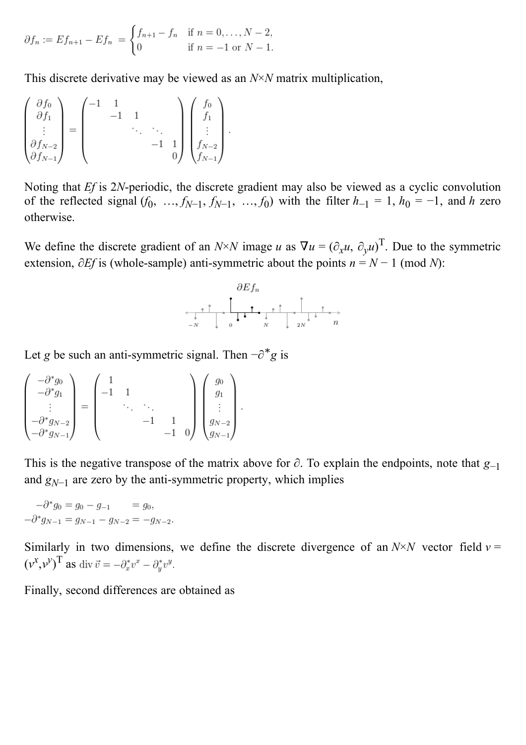$$\partial f_n := Ef_{n+1} - Ef_n = \begin{cases} f_{n+1} - f_n & \text{if } n = 0, \ldots, N-2, \\ 0 & \text{if } n = -1 \text{ or } N-1. \end{cases}$$

This discrete derivative may be viewed as an $N{\times}N$ matrix multiplication,

$$\begin{pmatrix} \partial f_0 \\ \partial f_1 \\ \vdots \\ \partial f_{N-2} \\ \partial f_{N-1} \end{pmatrix} = \begin{pmatrix} -1 & 1 & & & \\ & -1 & 1 & & \\ & & \ddots & \ddots & \\ & & & -1 & 1 \\ & & & & 0 \end{pmatrix} \begin{pmatrix} f_0 \\ f_1 \\ \vdots \\ f_{N-2} \\ f_{N-1} \end{pmatrix}.$$

Noting that $Ef$ is $2N$-periodic, the discrete gradient may also be viewed as a cyclic convolution of the reflected signal $(f_0, \ldots, f_{N-1}, f_{N-1}, \ldots, f_0)$ with the filter $h_{-1} = 1$, $h_0 = -1$, and $h$ zero otherwise.

We define the discrete gradient of an $N{\times}N$ image $u$ as $\nabla u = (\partial_x u, \partial_y u)^T$. Due to the symmetric extension, $\partial Ef$ is (whole-sample) anti-symmetric about the points $n = N-1 \pmod N$):

Let $g$ be such an anti-symmetric signal. Then $-\partial^* g$ is

$$\begin{pmatrix} -\partial^* g_0 \\ -\partial^* g_1 \\ \vdots \\ -\partial^* g_{N-2} \\ -\partial^* g_{N-1} \end{pmatrix} = \begin{pmatrix} 1 & & & & \\ -1 & 1 & & & \\ & \ddots & \ddots & & \\ & & -1 & 1 & \\ & & & -1 & 0 \end{pmatrix} \begin{pmatrix} g_0 \\ g_1 \\ \vdots \\ g_{N-2} \\ g_{N-1} \end{pmatrix}.$$

This is the negative transpose of the matrix above for $\partial$. To explain the endpoints, note that $g_{-1}$ and $g_{N-1}$ are zero by the anti-symmetric property, which implies

$$\begin{aligned} -\partial^* g_0 &= g_0 - g_{-1} &&= g_0, \\ -\partial^* g_{N-1} &= g_{N-1} - g_{N-2} &&= -g_{N-2}. \end{aligned}$$

Similarly in two dimensions, we define the discrete divergence of an $N{\times}N$ vector field $v = (v^x, v^y)^T$ as $\operatorname{div} \vec{v} = -\partial_x^* v^x - \partial_y^* v^y$.

Finally, second differences are obtained as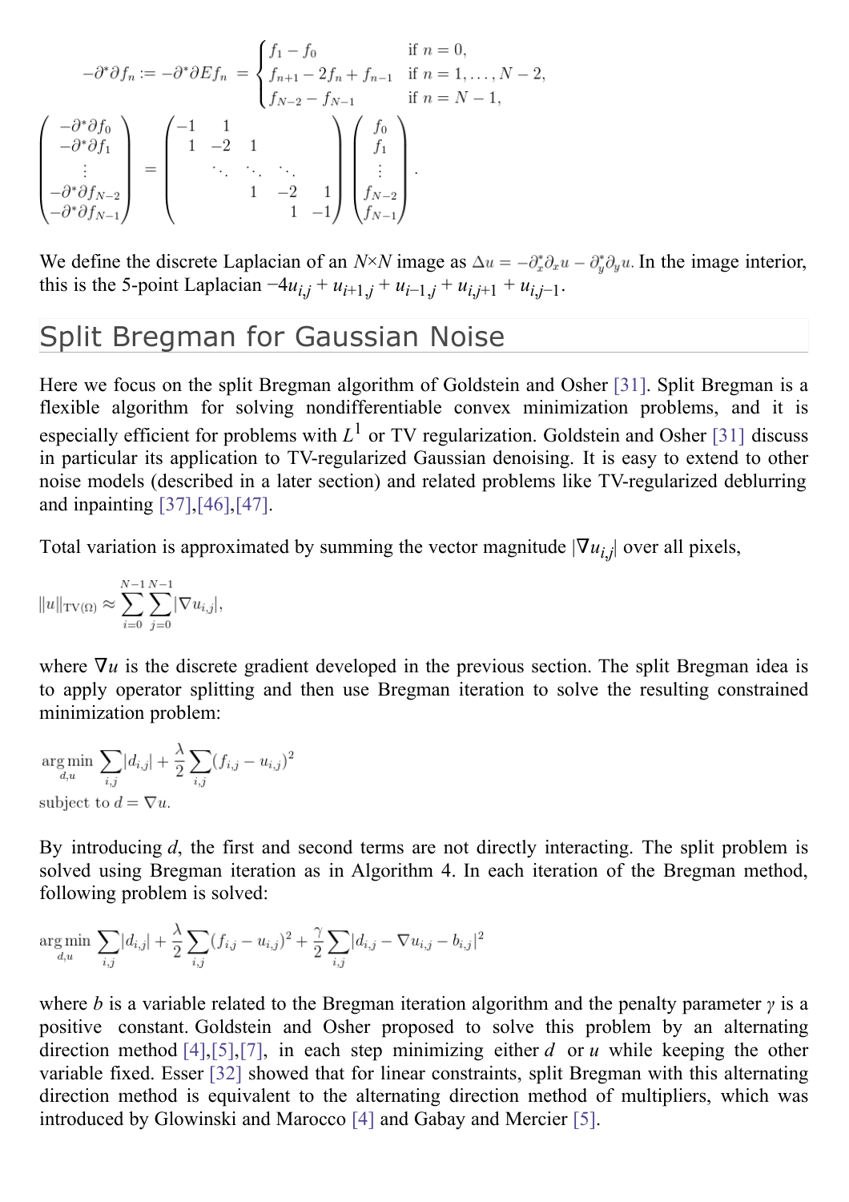$$-\partial^*\partial f_n := -\partial^*\partial E f_n = \begin{cases} f_1 - f_0 & \text{if } n = 0, \\ f_{n+1} - 2f_n + f_{n-1} & \text{if } n = 1, \ldots, N-2, \\ f_{N-2} - f_{N-1} & \text{if } n = N-1, \end{cases}$$

$$\begin{pmatrix} -\partial^*\partial f_0 \\ -\partial^*\partial f_1 \\ \vdots \\ -\partial^*\partial f_{N-2} \\ -\partial^*\partial f_{N-1} \end{pmatrix} = \begin{pmatrix} -1 & 1 & & & \\ 1 & -2 & 1 & & \\ & \ddots & \ddots & \ddots & \\ & & 1 & -2 & 1 \\ & & & 1 & -1 \end{pmatrix} \begin{pmatrix} f_0 \\ f_1 \\ \vdots \\ f_{N-2} \\ f_{N-1} \end{pmatrix}.$$

We define the discrete Laplacian of an $N \times N$ image as $\Delta u = -\partial_x^* \partial_x u - \partial_y^* \partial_y u$. In the image interior, this is the 5-point Laplacian $-4u_{i,j} + u_{i+1,j} + u_{i-1,j} + u_{i,j+1} + u_{i,j-1}$.

## Split Bregman for Gaussian Noise

Here we focus on the split Bregman algorithm of Goldstein and Osher [31]. Split Bregman is a flexible algorithm for solving nondifferentiable convex minimization problems, and it is especially efficient for problems with $L^1$ or TV regularization. Goldstein and Osher [31] discuss in particular its application to TV-regularized Gaussian denoising. It is easy to extend to other noise models (described in a later section) and related problems like TV-regularized deblurring and inpainting [37],[46],[47].

Total variation is approximated by summing the vector magnitude $|\nabla u_{i,j}|$ over all pixels,

$$\|u\|_{\mathrm{TV}(\Omega)} \approx \sum_{i=0}^{N-1} \sum_{j=0}^{N-1} |\nabla u_{i,j}|,$$

where $\nabla u$ is the discrete gradient developed in the previous section. The split Bregman idea is to apply operator splitting and then use Bregman iteration to solve the resulting constrained minimization problem:

$$\begin{aligned} &\arg\min_{d,u} \sum_{i,j} |d_{i,j}| + \frac{\lambda}{2} \sum_{i,j} (f_{i,j} - u_{i,j})^2 \\ &\text{subject to } d = \nabla u. \end{aligned}$$

By introducing $d$, the first and second terms are not directly interacting. The split problem is solved using Bregman iteration as in Algorithm 4. In each iteration of the Bregman method, following problem is solved:

$$\arg\min_{d,u} \sum_{i,j} |d_{i,j}| + \frac{\lambda}{2} \sum_{i,j} (f_{i,j} - u_{i,j})^2 + \frac{\gamma}{2} \sum_{i,j} |d_{i,j} - \nabla u_{i,j} - b_{i,j}|^2$$

where $b$ is a variable related to the Bregman iteration algorithm and the penalty parameter $\gamma$ is a positive constant. Goldstein and Osher proposed to solve this problem by an alternating direction method [4],[5],[7], in each step minimizing either $d$ or $u$ while keeping the other variable fixed. Esser [32] showed that for linear constraints, split Bregman with this alternating direction method is equivalent to the alternating direction method of multipliers, which was introduced by Glowinski and Marocco [4] and Gabay and Mercier [5].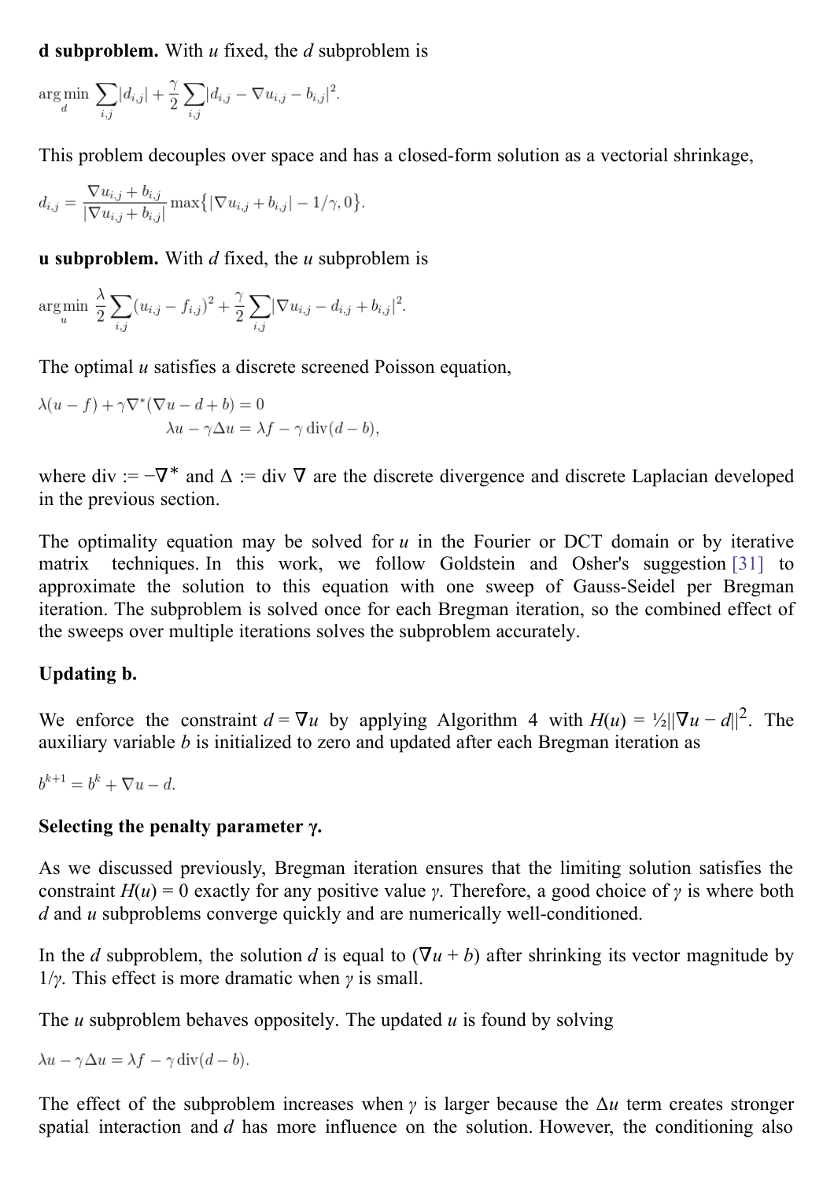**d subproblem.** With $u$ fixed, the $d$ subproblem is

$$\arg\min_{d} \sum_{i,j} |d_{i,j}| + \frac{\gamma}{2} \sum_{i,j} |d_{i,j} - \nabla u_{i,j} - b_{i,j}|^2.$$

This problem decouples over space and has a closed-form solution as a vectorial shrinkage,

$$d_{i,j} = \frac{\nabla u_{i,j} + b_{i,j}}{|\nabla u_{i,j} + b_{i,j}|} \max\{|\nabla u_{i,j} + b_{i,j}| - 1/\gamma, 0\}.$$

**u subproblem.** With $d$ fixed, the $u$ subproblem is

$$\arg\min_{u} \frac{\lambda}{2} \sum_{i,j} (u_{i,j} - f_{i,j})^2 + \frac{\gamma}{2} \sum_{i,j} |\nabla u_{i,j} - d_{i,j} + b_{i,j}|^2.$$

The optimal $u$ satisfies a discrete screened Poisson equation,

$$\lambda(u - f) + \gamma \nabla^*(\nabla u - d + b) = 0$$
$$\lambda u - \gamma \Delta u = \lambda f - \gamma \operatorname{div}(d - b),$$

where $\operatorname{div} := -\nabla^*$ and $\Delta := \operatorname{div} \nabla$ are the discrete divergence and discrete Laplacian developed in the previous section.

The optimality equation may be solved for $u$ in the Fourier or DCT domain or by iterative matrix techniques. In this work, we follow Goldstein and Osher's suggestion [31] to approximate the solution to this equation with one sweep of Gauss-Seidel per Bregman iteration. The subproblem is solved once for each Bregman iteration, so the combined effect of the sweeps over multiple iterations solves the subproblem accurately.

**Updating b.**

We enforce the constraint $d = \nabla u$ by applying Algorithm 4 with $H(u) = ½||\nabla u - d||^2$. The auxiliary variable $b$ is initialized to zero and updated after each Bregman iteration as

$$b^{k+1} = b^k + \nabla u - d.$$

**Selecting the penalty parameter γ.**

As we discussed previously, Bregman iteration ensures that the limiting solution satisfies the constraint $H(u) = 0$ exactly for any positive value $\gamma$. Therefore, a good choice of $\gamma$ is where both $d$ and $u$ subproblems converge quickly and are numerically well-conditioned.

In the $d$ subproblem, the solution $d$ is equal to $(\nabla u + b)$ after shrinking its vector magnitude by $1/\gamma$. This effect is more dramatic when $\gamma$ is small.

The $u$ subproblem behaves oppositely. The updated $u$ is found by solving

$$\lambda u - \gamma \Delta u = \lambda f - \gamma \operatorname{div}(d - b).$$

The effect of the subproblem increases when $\gamma$ is larger because the $\Delta u$ term creates stronger spatial interaction and $d$ has more influence on the solution. However, the conditioning also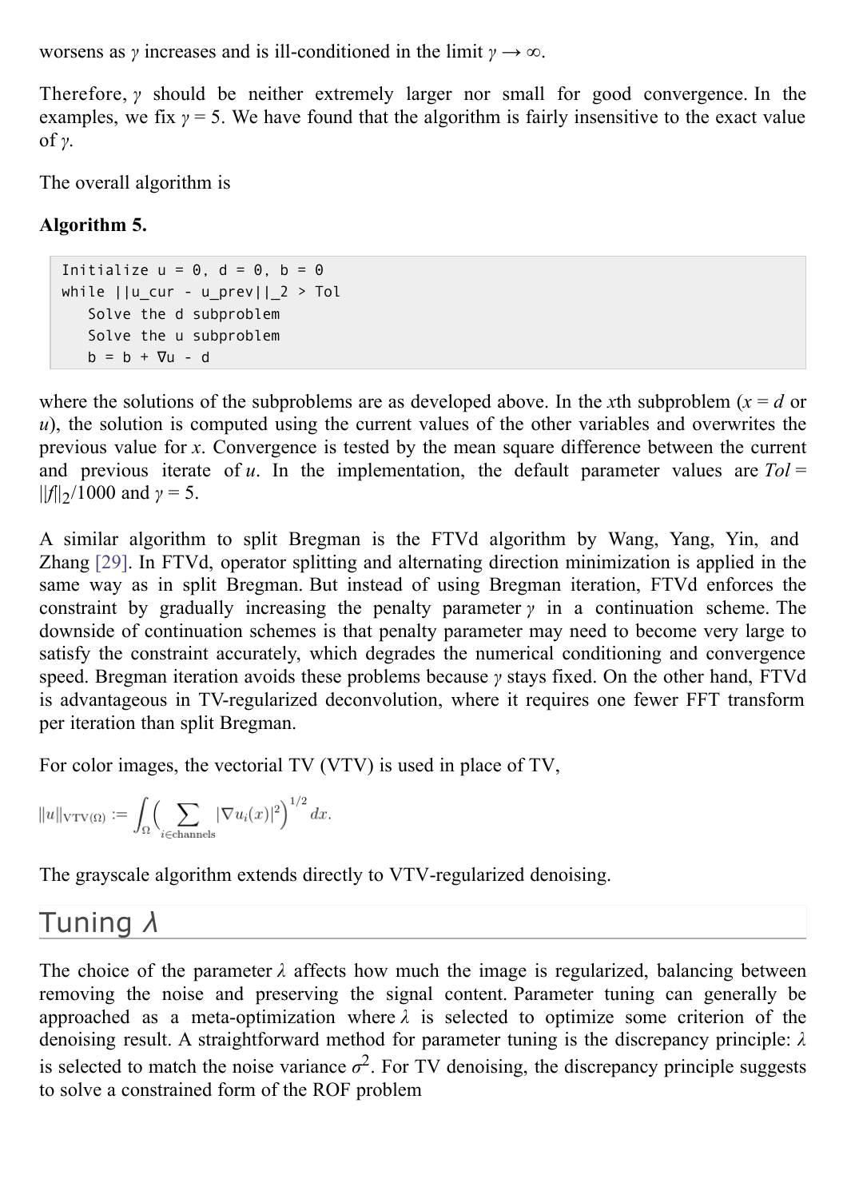worsens as $\gamma$ increases and is ill-conditioned in the limit $\gamma \to \infty$.

Therefore, $\gamma$ should be neither extremely larger nor small for good convergence. In the examples, we fix $\gamma = 5$. We have found that the algorithm is fairly insensitive to the exact value of $\gamma$.

The overall algorithm is

**Algorithm 5.**

```
Initialize u = 0, d = 0, b = 0
while ||u_cur - u_prev||_2 > Tol
   Solve the d subproblem
   Solve the u subproblem
   b = b + ∇u - d
```

where the solutions of the subproblems are as developed above. In the $x$th subproblem ($x = d$ or $u$), the solution is computed using the current values of the other variables and overwrites the previous value for $x$. Convergence is tested by the mean square difference between the current and previous iterate of $u$. In the implementation, the default parameter values are $Tol = \|f\|_2/1000$ and $\gamma = 5$.

A similar algorithm to split Bregman is the FTVd algorithm by Wang, Yang, Yin, and Zhang [29]. In FTVd, operator splitting and alternating direction minimization is applied in the same way as in split Bregman. But instead of using Bregman iteration, FTVd enforces the constraint by gradually increasing the penalty parameter $\gamma$ in a continuation scheme. The downside of continuation schemes is that penalty parameter may need to become very large to satisfy the constraint accurately, which degrades the numerical conditioning and convergence speed. Bregman iteration avoids these problems because $\gamma$ stays fixed. On the other hand, FTVd is advantageous in TV-regularized deconvolution, where it requires one fewer FFT transform per iteration than split Bregman.

For color images, the vectorial TV (VTV) is used in place of TV,

$$\|u\|_{\mathrm{VTV}(\Omega)} := \int_\Omega \Big( \sum_{i \in \text{channels}} |\nabla u_i(x)|^2 \Big)^{1/2} \, dx.$$

The grayscale algorithm extends directly to VTV-regularized denoising.

## Tuning $\lambda$

The choice of the parameter $\lambda$ affects how much the image is regularized, balancing between removing the noise and preserving the signal content. Parameter tuning can generally be approached as a meta-optimization where $\lambda$ is selected to optimize some criterion of the denoising result. A straightforward method for parameter tuning is the discrepancy principle: $\lambda$ is selected to match the noise variance $\sigma^2$. For TV denoising, the discrepancy principle suggests to solve a constrained form of the ROF problem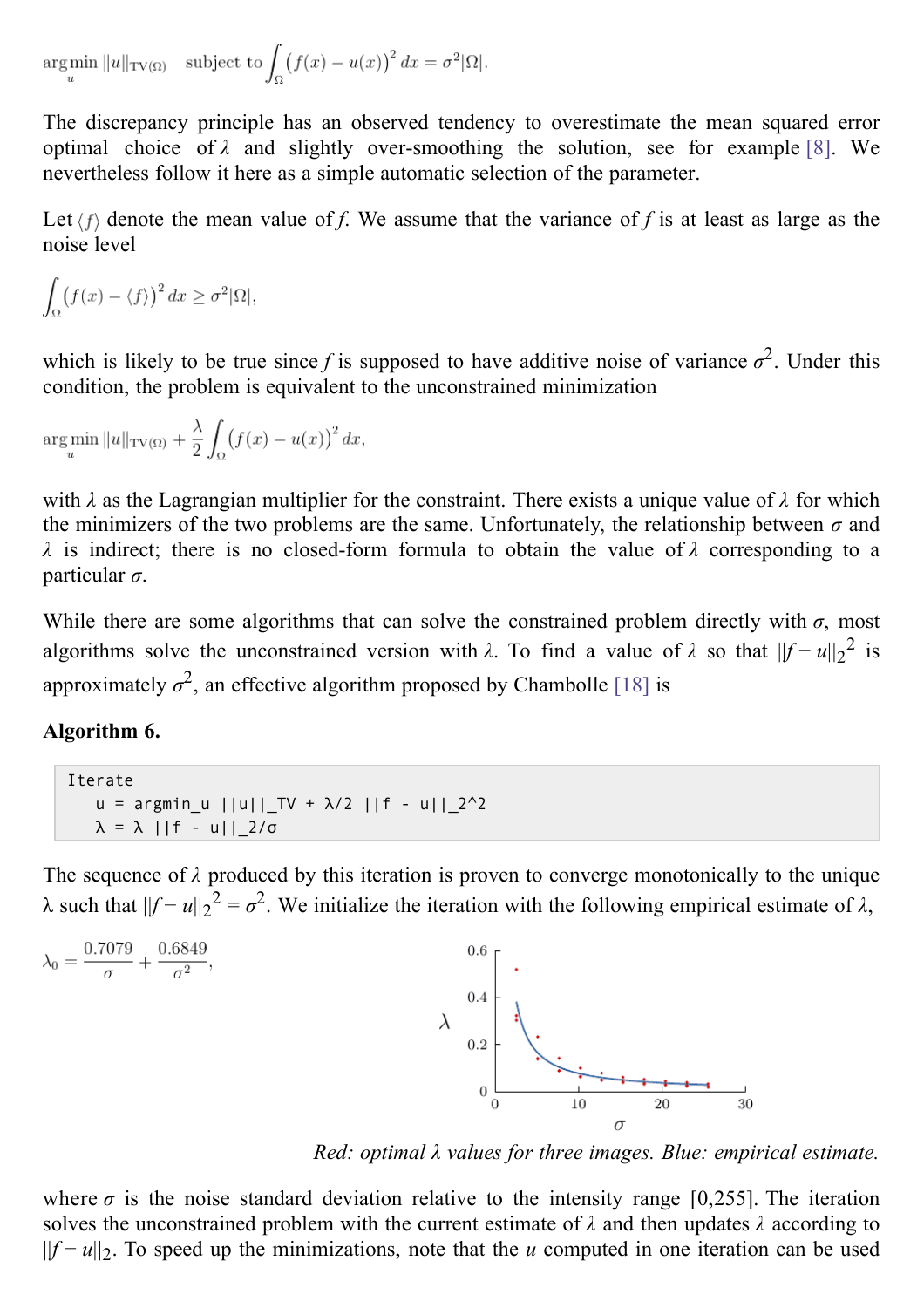$$\operatorname*{arg\,min}_u \|u\|_{\mathrm{TV}(\Omega)} \quad \text{subject to} \int_\Omega \big(f(x) - u(x)\big)^2\,dx = \sigma^2|\Omega|.$$

The discrepancy principle has an observed tendency to overestimate the mean squared error optimal choice of $\lambda$ and slightly over-smoothing the solution, see for example [8]. We nevertheless follow it here as a simple automatic selection of the parameter.

Let $\langle f\rangle$ denote the mean value of $f$. We assume that the variance of $f$ is at least as large as the noise level

$$\int_\Omega \big(f(x) - \langle f\rangle\big)^2\,dx \geq \sigma^2|\Omega|,$$

which is likely to be true since $f$ is supposed to have additive noise of variance $\sigma^2$. Under this condition, the problem is equivalent to the unconstrained minimization

$$\operatorname*{arg\,min}_u \|u\|_{\mathrm{TV}(\Omega)} + \frac{\lambda}{2}\int_\Omega \big(f(x) - u(x)\big)^2\,dx,$$

with $\lambda$ as the Lagrangian multiplier for the constraint. There exists a unique value of $\lambda$ for which the minimizers of the two problems are the same. Unfortunately, the relationship between $\sigma$ and $\lambda$ is indirect; there is no closed-form formula to obtain the value of $\lambda$ corresponding to a particular $\sigma$.

While there are some algorithms that can solve the constrained problem directly with $\sigma$, most algorithms solve the unconstrained version with $\lambda$. To find a value of $\lambda$ so that $\|f - u\|_2^2$ is approximately $\sigma^2$, an effective algorithm proposed by Chambolle [18] is

**Algorithm 6.**

```
Iterate
    u = argmin_u ||u||_TV + λ/2 ||f - u||_2^2
    λ = λ ||f - u||_2/σ
```

The sequence of $\lambda$ produced by this iteration is proven to converge monotonically to the unique $\lambda$ such that $\|f - u\|_2^2 = \sigma^2$. We initialize the iteration with the following empirical estimate of $\lambda$,

$$\lambda_0 = \frac{0.7079}{\sigma} + \frac{0.6849}{\sigma^2},$$

*Red: optimal $\lambda$ values for three images. Blue: empirical estimate.*

where $\sigma$ is the noise standard deviation relative to the intensity range [0,255]. The iteration solves the unconstrained problem with the current estimate of $\lambda$ and then updates $\lambda$ according to $\|f - u\|_2$. To speed up the minimizations, note that the $u$ computed in one iteration can be used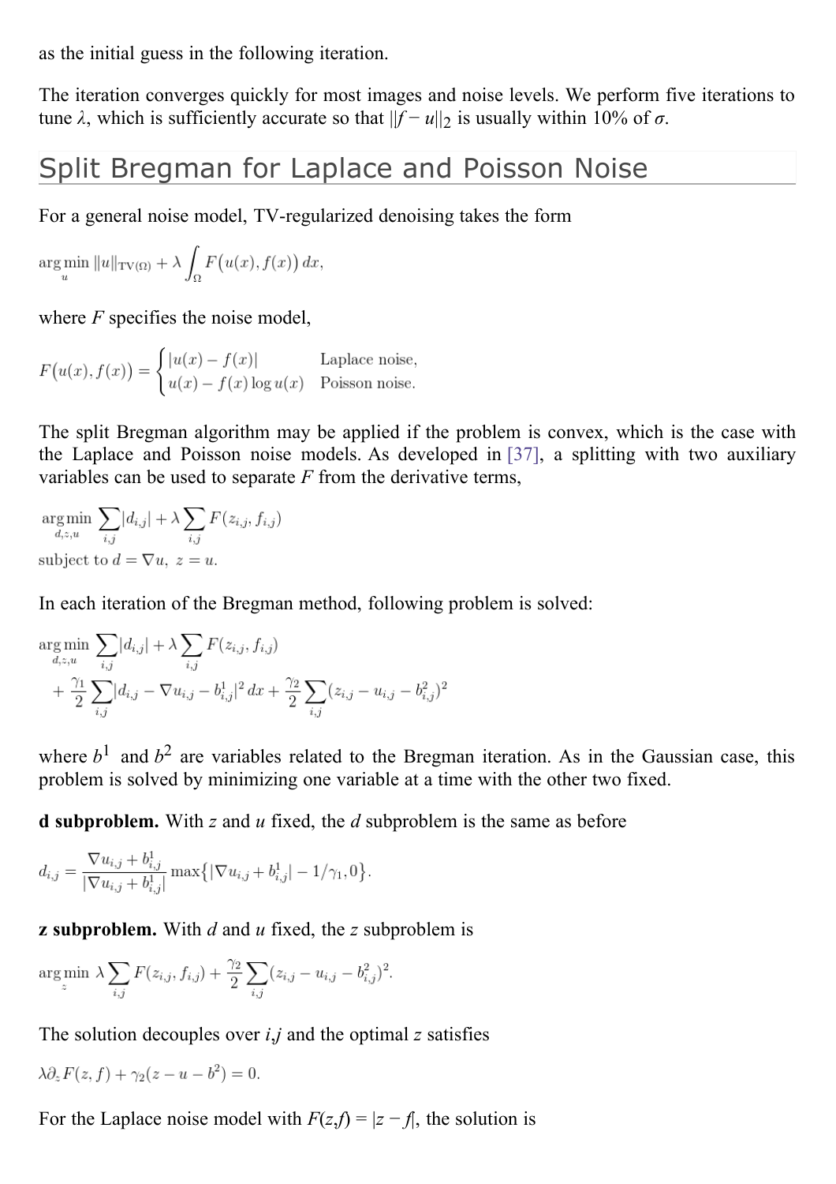as the initial guess in the following iteration.

The iteration converges quickly for most images and noise levels. We perform five iterations to tune $\lambda$, which is sufficiently accurate so that $\|f - u\|_2$ is usually within 10% of $\sigma$.

## Split Bregman for Laplace and Poisson Noise

For a general noise model, TV-regularized denoising takes the form

$$\arg\min_u \|u\|_{\mathrm{TV}(\Omega)} + \lambda \int_\Omega F\big(u(x), f(x)\big)\, dx,$$

where $F$ specifies the noise model,

$$F\big(u(x), f(x)\big) = \begin{cases} |u(x) - f(x)| & \text{Laplace noise,} \\ u(x) - f(x)\log u(x) & \text{Poisson noise.} \end{cases}$$

The split Bregman algorithm may be applied if the problem is convex, which is the case with the Laplace and Poisson noise models. As developed in [37], a splitting with two auxiliary variables can be used to separate $F$ from the derivative terms,

$$\arg\min_{d,z,u} \sum_{i,j} |d_{i,j}| + \lambda \sum_{i,j} F(z_{i,j}, f_{i,j})$$
$$\text{subject to } d = \nabla u,\ z = u.$$

In each iteration of the Bregman method, following problem is solved:

$$\arg\min_{d,z,u} \sum_{i,j} |d_{i,j}| + \lambda \sum_{i,j} F(z_{i,j}, f_{i,j}) + \frac{\gamma_1}{2} \sum_{i,j} |d_{i,j} - \nabla u_{i,j} - b^1_{i,j}|^2\, dx + \frac{\gamma_2}{2} \sum_{i,j} (z_{i,j} - u_{i,j} - b^2_{i,j})^2$$

where $b^1$ and $b^2$ are variables related to the Bregman iteration. As in the Gaussian case, this problem is solved by minimizing one variable at a time with the other two fixed.

**d subproblem.** With $z$ and $u$ fixed, the $d$ subproblem is the same as before

$$d_{i,j} = \frac{\nabla u_{i,j} + b^1_{i,j}}{|\nabla u_{i,j} + b^1_{i,j}|} \max\{|\nabla u_{i,j} + b^1_{i,j}| - 1/\gamma_1, 0\}.$$

**z subproblem.** With $d$ and $u$ fixed, the $z$ subproblem is

$$\arg\min_z \lambda \sum_{i,j} F(z_{i,j}, f_{i,j}) + \frac{\gamma_2}{2} \sum_{i,j} (z_{i,j} - u_{i,j} - b^2_{i,j})^2.$$

The solution decouples over $i,j$ and the optimal $z$ satisfies

$$\lambda \partial_z F(z, f) + \gamma_2 (z - u - b^2) = 0.$$

For the Laplace noise model with $F(z,f) = |z - f|$, the solution is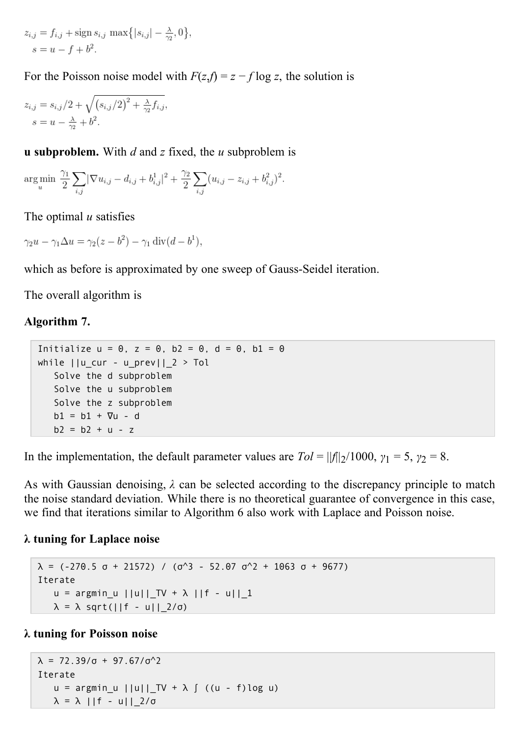$$z_{i,j} = f_{i,j} + \operatorname{sign} s_{i,j} \, \max\{|s_{i,j}| - \tfrac{\lambda}{\gamma_2}, 0\},$$
$$s = u - f + b^2.$$

For the Poisson noise model with $F(z,f) = z - f \log z$, the solution is

$$z_{i,j} = s_{i,j}/2 + \sqrt{(s_{i,j}/2)^2 + \tfrac{\lambda}{\gamma_2} f_{i,j}},$$
$$s = u - \tfrac{\lambda}{\gamma_2} + b^2.$$

**u subproblem.** With $d$ and $z$ fixed, the $u$ subproblem is

$$\arg\min_u \frac{\gamma_1}{2} \sum_{i,j} |\nabla u_{i,j} - d_{i,j} + b^1_{i,j}|^2 + \frac{\gamma_2}{2} \sum_{i,j} (u_{i,j} - z_{i,j} + b^2_{i,j})^2.$$

The optimal $u$ satisfies

$$\gamma_2 u - \gamma_1 \Delta u = \gamma_2 (z - b^2) - \gamma_1 \operatorname{div}(d - b^1),$$

which as before is approximated by one sweep of Gauss-Seidel iteration.

The overall algorithm is

**Algorithm 7.**

```
Initialize u = 0, z = 0, b2 = 0, d = 0, b1 = 0
while ||u_cur - u_prev||_2 > Tol
    Solve the d subproblem
    Solve the u subproblem
    Solve the z subproblem
    b1 = b1 + ∇u - d
    b2 = b2 + u - z
```

In the implementation, the default parameter values are $Tol = \|f\|_2/1000$, $\gamma_1 = 5$, $\gamma_2 = 8$.

As with Gaussian denoising, $\lambda$ can be selected according to the discrepancy principle to match the noise standard deviation. While there is no theoretical guarantee of convergence in this case, we find that iterations similar to Algorithm 6 also work with Laplace and Poisson noise.

**λ tuning for Laplace noise**

```
λ = (-270.5 σ + 21572) / (σ^3 - 52.07 σ^2 + 1063 σ + 9677)
Iterate
    u = argmin_u ||u||_TV + λ ||f - u||_1
    λ = λ sqrt(||f - u||_2/σ)
```

**λ tuning for Poisson noise**

```
λ = 72.39/σ + 97.67/σ^2
Iterate
    u = argmin_u ||u||_TV + λ ∫ ((u - f)log u)
    λ = λ ||f - u||_2/σ
```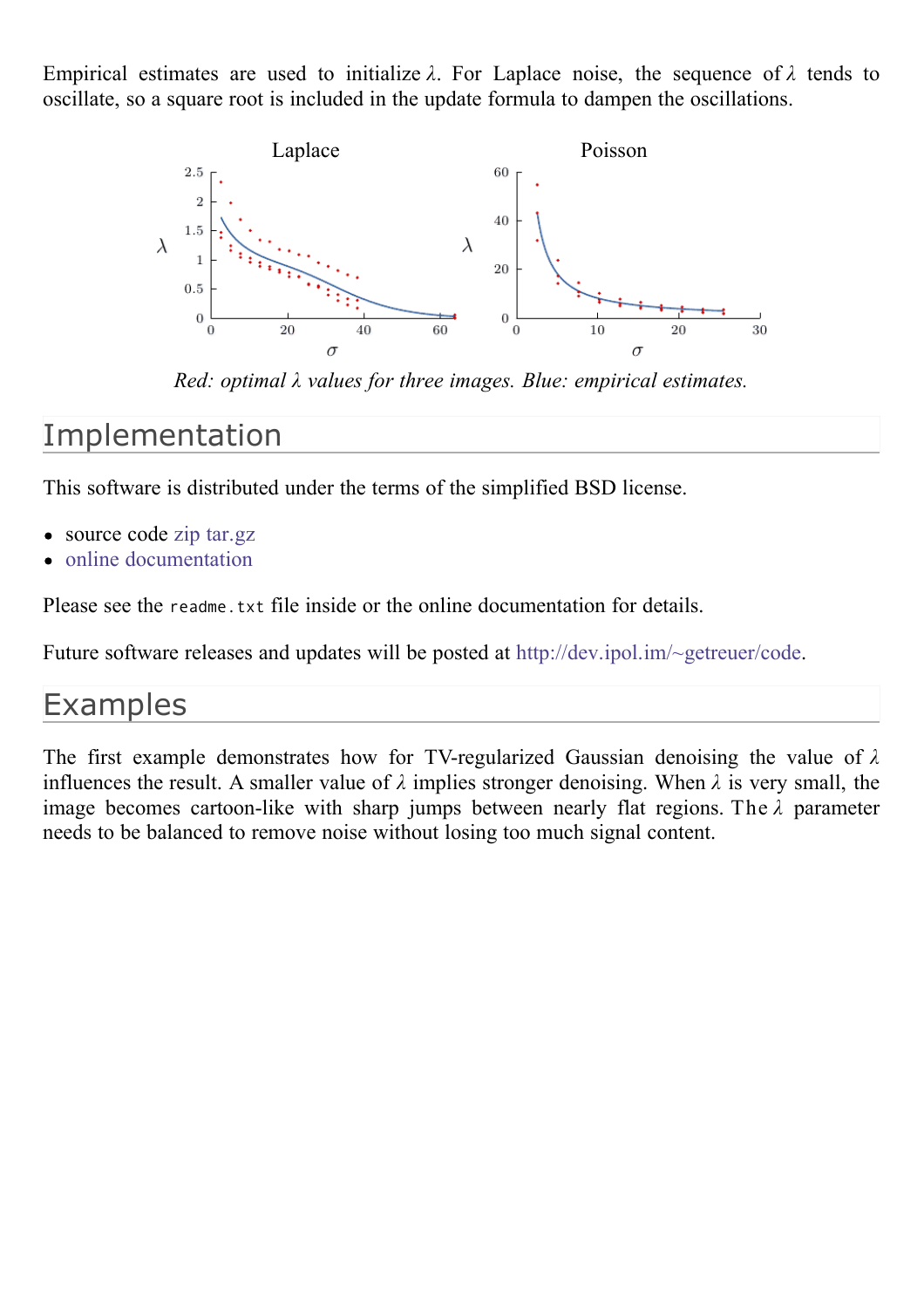Empirical estimates are used to initialize $\lambda$. For Laplace noise, the sequence of $\lambda$ tends to oscillate, so a square root is included in the update formula to dampen the oscillations.

*Red: optimal $\lambda$ values for three images. Blue: empirical estimates.*

## Implementation

This software is distributed under the terms of the simplified BSD license.

- source code zip tar.gz
- online documentation

Please see the `readme.txt` file inside or the online documentation for details.

Future software releases and updates will be posted at http://dev.ipol.im/~getreuer/code.

## Examples

The first example demonstrates how for TV-regularized Gaussian denoising the value of $\lambda$ influences the result. A smaller value of $\lambda$ implies stronger denoising. When $\lambda$ is very small, the image becomes cartoon-like with sharp jumps between nearly flat regions. The $\lambda$ parameter needs to be balanced to remove noise without losing too much signal content.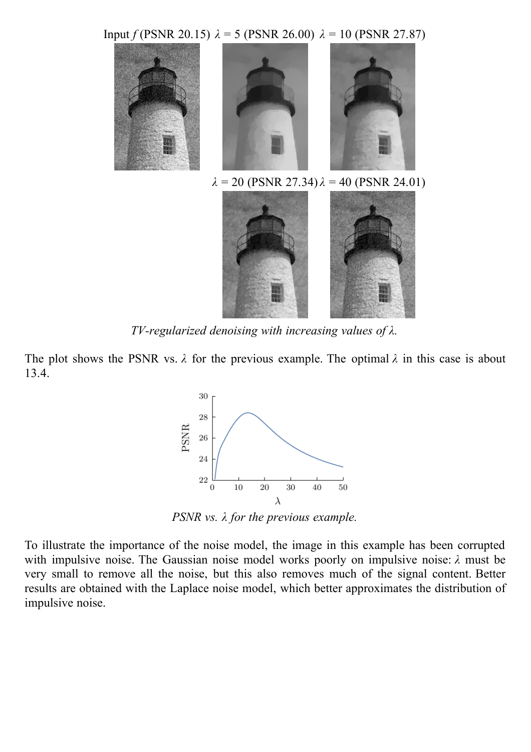Input $f$ (PSNR 20.15) $\lambda = 5$ (PSNR 26.00) $\lambda = 10$ (PSNR 27.87)

$\lambda = 20$ (PSNR 27.34) $\lambda = 40$ (PSNR 24.01)

*TV-regularized denoising with increasing values of $\lambda$.*

The plot shows the PSNR vs. $\lambda$ for the previous example. The optimal $\lambda$ in this case is about 13.4.

*PSNR vs. $\lambda$ for the previous example.*

To illustrate the importance of the noise model, the image in this example has been corrupted with impulsive noise. The Gaussian noise model works poorly on impulsive noise: $\lambda$ must be very small to remove all the noise, but this also removes much of the signal content. Better results are obtained with the Laplace noise model, which better approximates the distribution of impulsive noise.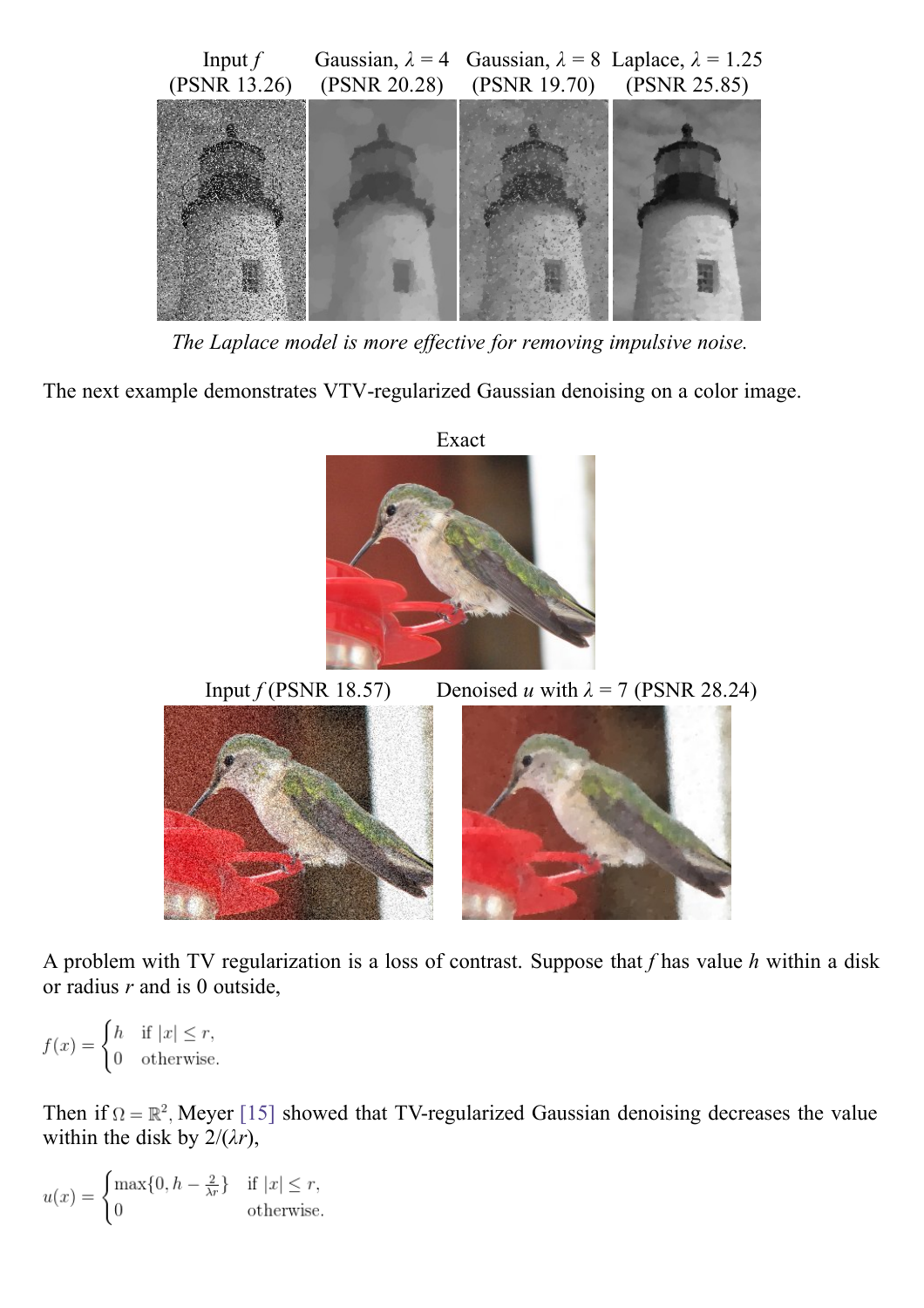| Input $f$ (PSNR 13.26) | Gaussian, $\lambda = 4$ (PSNR 20.28) | Gaussian, $\lambda = 8$ (PSNR 19.70) | Laplace, $\lambda = 1.25$ (PSNR 25.85) |
| --- | --- | --- | --- |

*The Laplace model is more effective for removing impulsive noise.*

The next example demonstrates VTV-regularized Gaussian denoising on a color image.

Exact

Input $f$ (PSNR 18.57) Denoised $u$ with $\lambda = 7$ (PSNR 28.24)

A problem with TV regularization is a loss of contrast. Suppose that $f$ has value $h$ within a disk or radius $r$ and is 0 outside,

$$f(x) = \begin{cases} h & \text{if } |x| \le r, \\ 0 & \text{otherwise.} \end{cases}$$

Then if $\Omega = \mathbb{R}^2$, Meyer [15] showed that TV-regularized Gaussian denoising decreases the value within the disk by $2/(\lambda r)$,

$$u(x) = \begin{cases} \max\{0, h - \frac{2}{\lambda r}\} & \text{if } |x| \le r, \\ 0 & \text{otherwise.} \end{cases}$$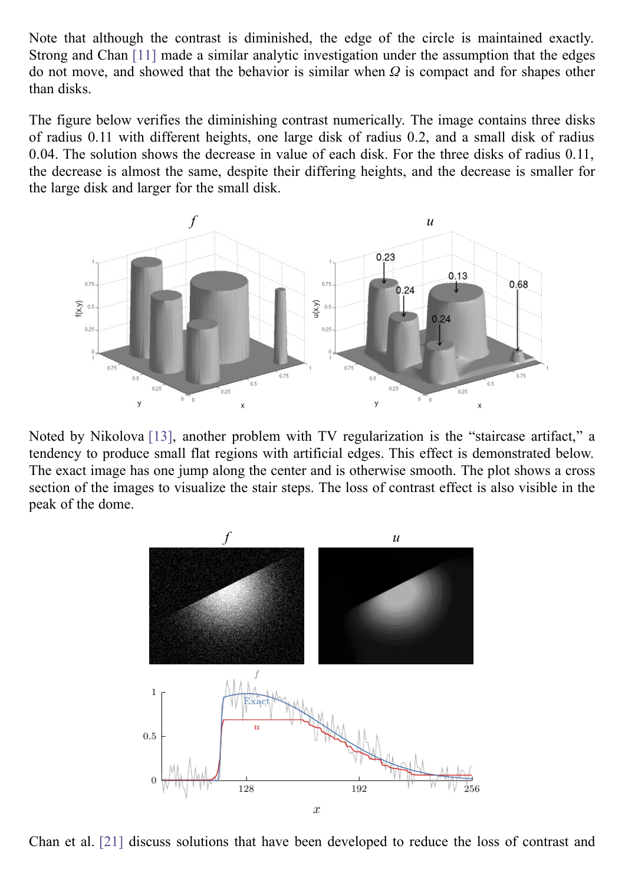Note that although the contrast is diminished, the edge of the circle is maintained exactly. Strong and Chan [11] made a similar analytic investigation under the assumption that the edges do not move, and showed that the behavior is similar when $\Omega$ is compact and for shapes other than disks.

The figure below verifies the diminishing contrast numerically. The image contains three disks of radius 0.11 with different heights, one large disk of radius 0.2, and a small disk of radius 0.04. The solution shows the decrease in value of each disk. For the three disks of radius 0.11, the decrease is almost the same, despite their differing heights, and the decrease is smaller for the large disk and larger for the small disk.

Noted by Nikolova [13], another problem with TV regularization is the “staircase artifact,” a tendency to produce small flat regions with artificial edges. This effect is demonstrated below. The exact image has one jump along the center and is otherwise smooth. The plot shows a cross section of the images to visualize the stair steps. The loss of contrast effect is also visible in the peak of the dome.

Chan et al. [21] discuss solutions that have been developed to reduce the loss of contrast and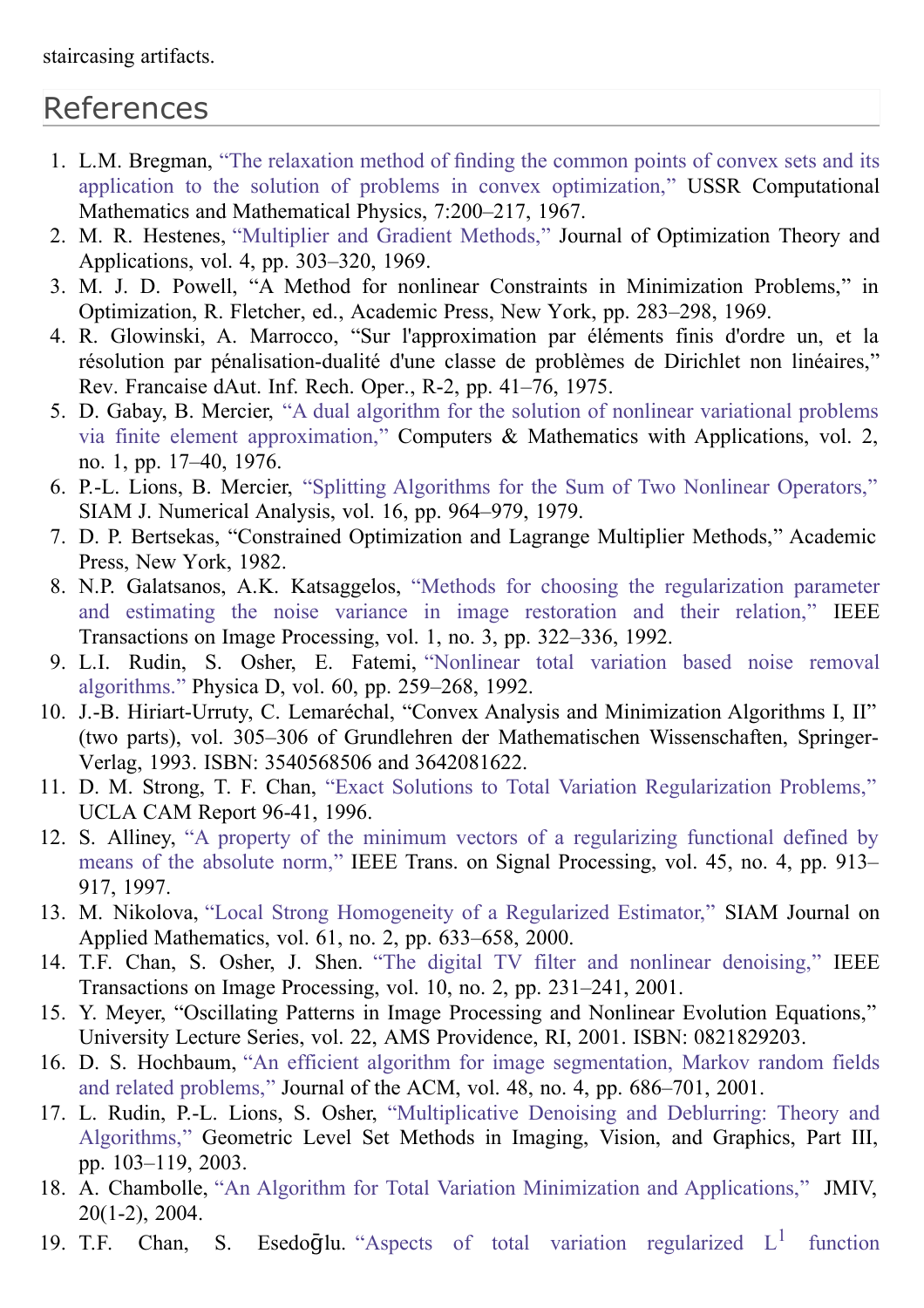staircasing artifacts.

## References

1. L.M. Bregman, "The relaxation method of finding the common points of convex sets and its application to the solution of problems in convex optimization," USSR Computational Mathematics and Mathematical Physics, 7:200–217, 1967.
2. M. R. Hestenes, "Multiplier and Gradient Methods," Journal of Optimization Theory and Applications, vol. 4, pp. 303–320, 1969.
3. M. J. D. Powell, "A Method for nonlinear Constraints in Minimization Problems," in Optimization, R. Fletcher, ed., Academic Press, New York, pp. 283–298, 1969.
4. R. Glowinski, A. Marrocco, "Sur l'approximation par éléments finis d'ordre un, et la résolution par pénalisation-dualité d'une classe de problèmes de Dirichlet non linéaires," Rev. Francaise dAut. Inf. Rech. Oper., R-2, pp. 41–76, 1975.
5. D. Gabay, B. Mercier, "A dual algorithm for the solution of nonlinear variational problems via finite element approximation," Computers & Mathematics with Applications, vol. 2, no. 1, pp. 17–40, 1976.
6. P.-L. Lions, B. Mercier, "Splitting Algorithms for the Sum of Two Nonlinear Operators," SIAM J. Numerical Analysis, vol. 16, pp. 964–979, 1979.
7. D. P. Bertsekas, "Constrained Optimization and Lagrange Multiplier Methods," Academic Press, New York, 1982.
8. N.P. Galatsanos, A.K. Katsaggelos, "Methods for choosing the regularization parameter and estimating the noise variance in image restoration and their relation," IEEE Transactions on Image Processing, vol. 1, no. 3, pp. 322–336, 1992.
9. L.I. Rudin, S. Osher, E. Fatemi, "Nonlinear total variation based noise removal algorithms." Physica D, vol. 60, pp. 259–268, 1992.
10. J.-B. Hiriart-Urruty, C. Lemaréchal, "Convex Analysis and Minimization Algorithms I, II" (two parts), vol. 305–306 of Grundlehren der Mathematischen Wissenschaften, Springer-Verlag, 1993. ISBN: 3540568506 and 3642081622.
11. D. M. Strong, T. F. Chan, "Exact Solutions to Total Variation Regularization Problems," UCLA CAM Report 96-41, 1996.
12. S. Alliney, "A property of the minimum vectors of a regularizing functional defined by means of the absolute norm," IEEE Trans. on Signal Processing, vol. 45, no. 4, pp. 913–917, 1997.
13. M. Nikolova, "Local Strong Homogeneity of a Regularized Estimator," SIAM Journal on Applied Mathematics, vol. 61, no. 2, pp. 633–658, 2000.
14. T.F. Chan, S. Osher, J. Shen. "The digital TV filter and nonlinear denoising," IEEE Transactions on Image Processing, vol. 10, no. 2, pp. 231–241, 2001.
15. Y. Meyer, "Oscillating Patterns in Image Processing and Nonlinear Evolution Equations," University Lecture Series, vol. 22, AMS Providence, RI, 2001. ISBN: 0821829203.
16. D. S. Hochbaum, "An efficient algorithm for image segmentation, Markov random fields and related problems," Journal of the ACM, vol. 48, no. 4, pp. 686–701, 2001.
17. L. Rudin, P.-L. Lions, S. Osher, "Multiplicative Denoising and Deblurring: Theory and Algorithms," Geometric Level Set Methods in Imaging, Vision, and Graphics, Part III, pp. 103–119, 2003.
18. A. Chambolle, "An Algorithm for Total Variation Minimization and Applications," JMIV, 20(1-2), 2004.
19. T.F. Chan, S. Esedoḡlu. "Aspects of total variation regularized $L^1$ function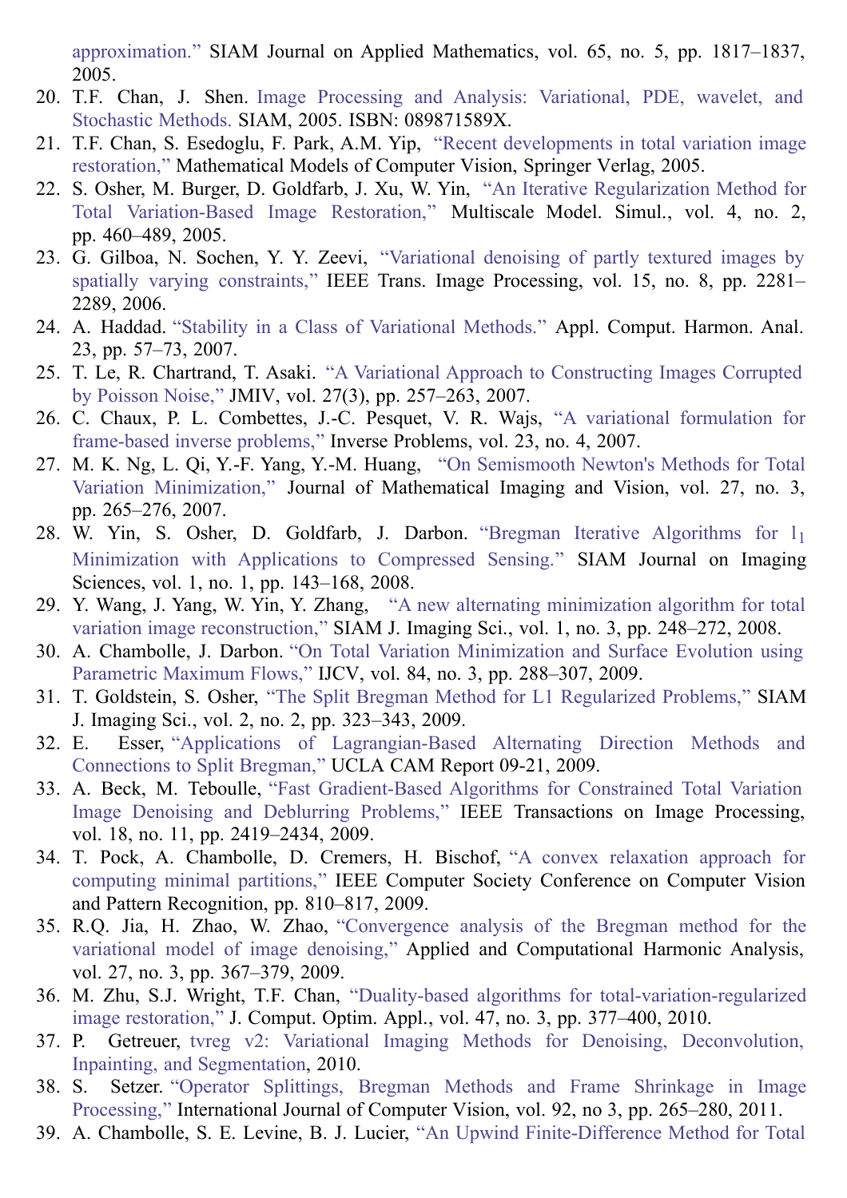approximation." SIAM Journal on Applied Mathematics, vol. 65, no. 5, pp. 1817–1837, 2005.

20. T.F. Chan, J. Shen. Image Processing and Analysis: Variational, PDE, wavelet, and Stochastic Methods. SIAM, 2005. ISBN: 089871589X.
21. T.F. Chan, S. Esedoglu, F. Park, A.M. Yip, "Recent developments in total variation image restoration," Mathematical Models of Computer Vision, Springer Verlag, 2005.
22. S. Osher, M. Burger, D. Goldfarb, J. Xu, W. Yin, "An Iterative Regularization Method for Total Variation-Based Image Restoration," Multiscale Model. Simul., vol. 4, no. 2, pp. 460–489, 2005.
23. G. Gilboa, N. Sochen, Y. Y. Zeevi, "Variational denoising of partly textured images by spatially varying constraints," IEEE Trans. Image Processing, vol. 15, no. 8, pp. 2281–2289, 2006.
24. A. Haddad. "Stability in a Class of Variational Methods." Appl. Comput. Harmon. Anal. 23, pp. 57–73, 2007.
25. T. Le, R. Chartrand, T. Asaki. "A Variational Approach to Constructing Images Corrupted by Poisson Noise," JMIV, vol. 27(3), pp. 257–263, 2007.
26. C. Chaux, P. L. Combettes, J.-C. Pesquet, V. R. Wajs, "A variational formulation for frame-based inverse problems," Inverse Problems, vol. 23, no. 4, 2007.
27. M. K. Ng, L. Qi, Y.-F. Yang, Y.-M. Huang, "On Semismooth Newton's Methods for Total Variation Minimization," Journal of Mathematical Imaging and Vision, vol. 27, no. 3, pp. 265–276, 2007.
28. W. Yin, S. Osher, D. Goldfarb, J. Darbon. "Bregman Iterative Algorithms for $l_1$ Minimization with Applications to Compressed Sensing." SIAM Journal on Imaging Sciences, vol. 1, no. 1, pp. 143–168, 2008.
29. Y. Wang, J. Yang, W. Yin, Y. Zhang, "A new alternating minimization algorithm for total variation image reconstruction," SIAM J. Imaging Sci., vol. 1, no. 3, pp. 248–272, 2008.
30. A. Chambolle, J. Darbon. "On Total Variation Minimization and Surface Evolution using Parametric Maximum Flows," IJCV, vol. 84, no. 3, pp. 288–307, 2009.
31. T. Goldstein, S. Osher, "The Split Bregman Method for L1 Regularized Problems," SIAM J. Imaging Sci., vol. 2, no. 2, pp. 323–343, 2009.
32. E. Esser, "Applications of Lagrangian-Based Alternating Direction Methods and Connections to Split Bregman," UCLA CAM Report 09-21, 2009.
33. A. Beck, M. Teboulle, "Fast Gradient-Based Algorithms for Constrained Total Variation Image Denoising and Deblurring Problems," IEEE Transactions on Image Processing, vol. 18, no. 11, pp. 2419–2434, 2009.
34. T. Pock, A. Chambolle, D. Cremers, H. Bischof, "A convex relaxation approach for computing minimal partitions," IEEE Computer Society Conference on Computer Vision and Pattern Recognition, pp. 810–817, 2009.
35. R.Q. Jia, H. Zhao, W. Zhao, "Convergence analysis of the Bregman method for the variational model of image denoising," Applied and Computational Harmonic Analysis, vol. 27, no. 3, pp. 367–379, 2009.
36. M. Zhu, S.J. Wright, T.F. Chan, "Duality-based algorithms for total-variation-regularized image restoration," J. Comput. Optim. Appl., vol. 47, no. 3, pp. 377–400, 2010.
37. P. Getreuer, tvreg v2: Variational Imaging Methods for Denoising, Deconvolution, Inpainting, and Segmentation, 2010.
38. S. Setzer. "Operator Splittings, Bregman Methods and Frame Shrinkage in Image Processing," International Journal of Computer Vision, vol. 92, no 3, pp. 265–280, 2011.
39. A. Chambolle, S. E. Levine, B. J. Lucier, "An Upwind Finite-Difference Method for Total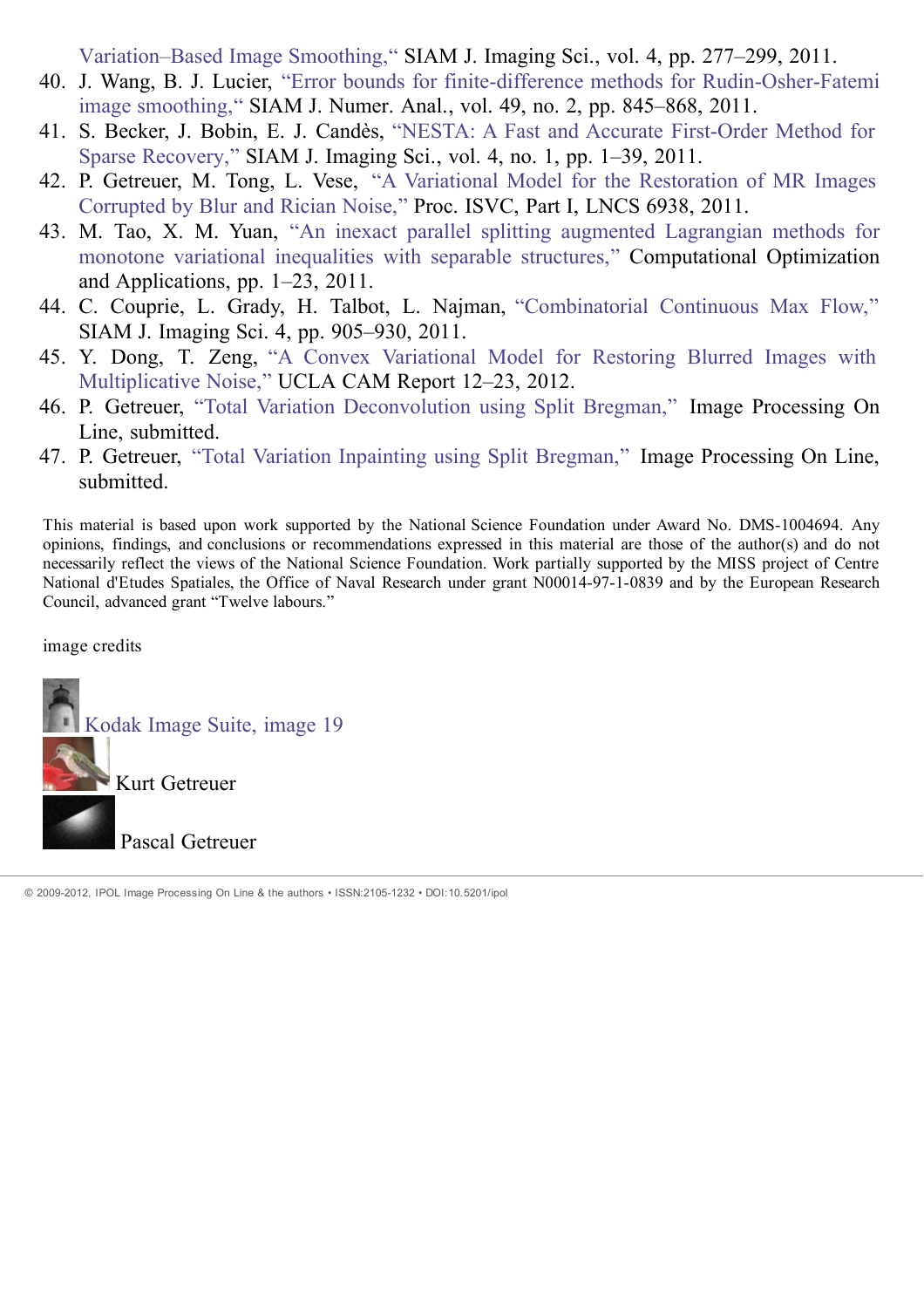Variation–Based Image Smoothing,“ SIAM J. Imaging Sci., vol. 4, pp. 277–299, 2011.

40. J. Wang, B. J. Lucier, “Error bounds for finite-difference methods for Rudin-Osher-Fatemi image smoothing,“ SIAM J. Numer. Anal., vol. 49, no. 2, pp. 845–868, 2011.
41. S. Becker, J. Bobin, E. J. Candès, “NESTA: A Fast and Accurate First-Order Method for Sparse Recovery,” SIAM J. Imaging Sci., vol. 4, no. 1, pp. 1–39, 2011.
42. P. Getreuer, M. Tong, L. Vese, “A Variational Model for the Restoration of MR Images Corrupted by Blur and Rician Noise,” Proc. ISVC, Part I, LNCS 6938, 2011.
43. M. Tao, X. M. Yuan, “An inexact parallel splitting augmented Lagrangian methods for monotone variational inequalities with separable structures,” Computational Optimization and Applications, pp. 1–23, 2011.
44. C. Couprie, L. Grady, H. Talbot, L. Najman, “Combinatorial Continuous Max Flow,” SIAM J. Imaging Sci. 4, pp. 905–930, 2011.
45. Y. Dong, T. Zeng, “A Convex Variational Model for Restoring Blurred Images with Multiplicative Noise,” UCLA CAM Report 12–23, 2012.
46. P. Getreuer, “Total Variation Deconvolution using Split Bregman,” Image Processing On Line, submitted.
47. P. Getreuer, “Total Variation Inpainting using Split Bregman,” Image Processing On Line, submitted.

This material is based upon work supported by the National Science Foundation under Award No. DMS-1004694. Any opinions, findings, and conclusions or recommendations expressed in this material are those of the author(s) and do not necessarily reflect the views of the National Science Foundation. Work partially supported by the MISS project of Centre National d'Etudes Spatiales, the Office of Naval Research under grant N00014-97-1-0839 and by the European Research Council, advanced grant “Twelve labours.”

image credits

Kodak Image Suite, image 19

Kurt Getreuer

Pascal Getreuer